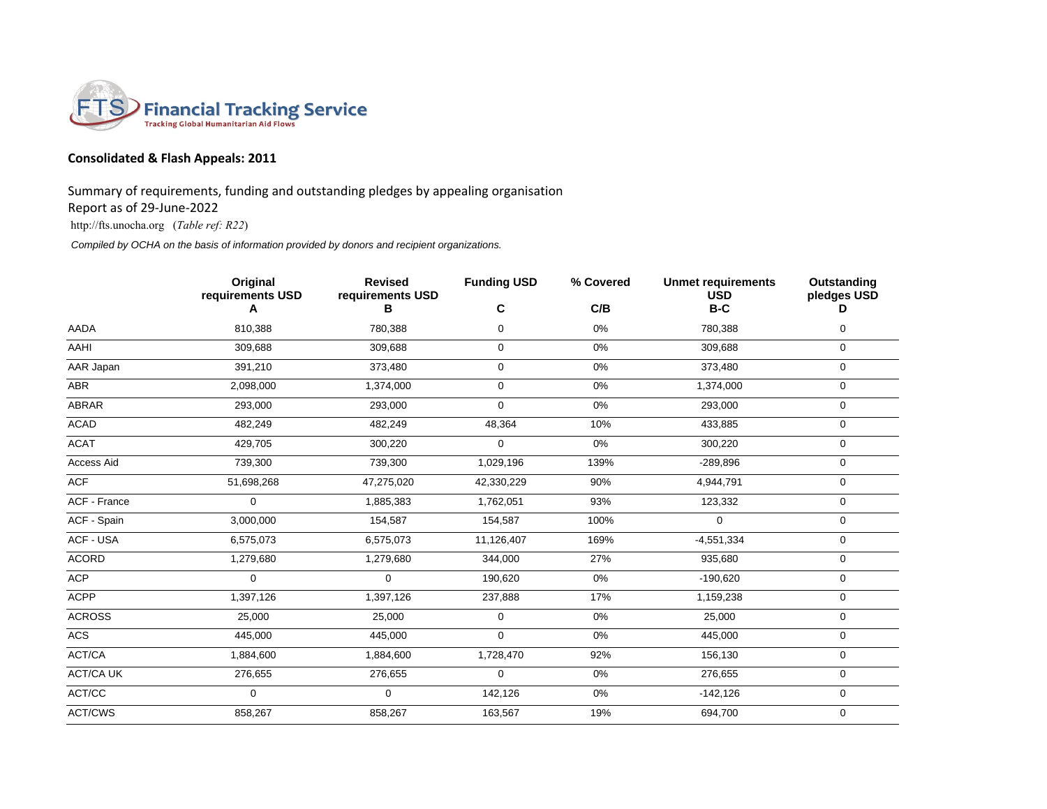FTS Financial Tracking Service
Tracking Global Humanitarian Aid Flows

## Consolidated & Flash Appeals: 2011

Summary of requirements, funding and outstanding pledges by appealing organisation
Report as of 29-June-2022
http://fts.unocha.org (*Table ref: R22*)

*Compiled by OCHA on the basis of information provided by donors and recipient organizations.*

| | Original requirements USD A | Revised requirements USD B | Funding USD C | % Covered C/B | Unmet requirements USD B-C | Outstanding pledges USD D |
|---|---|---|---|---|---|---|
| AADA | 810,388 | 780,388 | 0 | 0% | 780,388 | 0 |
| AAHI | 309,688 | 309,688 | 0 | 0% | 309,688 | 0 |
| AAR Japan | 391,210 | 373,480 | 0 | 0% | 373,480 | 0 |
| ABR | 2,098,000 | 1,374,000 | 0 | 0% | 1,374,000 | 0 |
| ABRAR | 293,000 | 293,000 | 0 | 0% | 293,000 | 0 |
| ACAD | 482,249 | 482,249 | 48,364 | 10% | 433,885 | 0 |
| ACAT | 429,705 | 300,220 | 0 | 0% | 300,220 | 0 |
| Access Aid | 739,300 | 739,300 | 1,029,196 | 139% | -289,896 | 0 |
| ACF | 51,698,268 | 47,275,020 | 42,330,229 | 90% | 4,944,791 | 0 |
| ACF - France | 0 | 1,885,383 | 1,762,051 | 93% | 123,332 | 0 |
| ACF - Spain | 3,000,000 | 154,587 | 154,587 | 100% | 0 | 0 |
| ACF - USA | 6,575,073 | 6,575,073 | 11,126,407 | 169% | -4,551,334 | 0 |
| ACORD | 1,279,680 | 1,279,680 | 344,000 | 27% | 935,680 | 0 |
| ACP | 0 | 0 | 190,620 | 0% | -190,620 | 0 |
| ACPP | 1,397,126 | 1,397,126 | 237,888 | 17% | 1,159,238 | 0 |
| ACROSS | 25,000 | 25,000 | 0 | 0% | 25,000 | 0 |
| ACS | 445,000 | 445,000 | 0 | 0% | 445,000 | 0 |
| ACT/CA | 1,884,600 | 1,884,600 | 1,728,470 | 92% | 156,130 | 0 |
| ACT/CA UK | 276,655 | 276,655 | 0 | 0% | 276,655 | 0 |
| ACT/CC | 0 | 0 | 142,126 | 0% | -142,126 | 0 |
| ACT/CWS | 858,267 | 858,267 | 163,567 | 19% | 694,700 | 0 |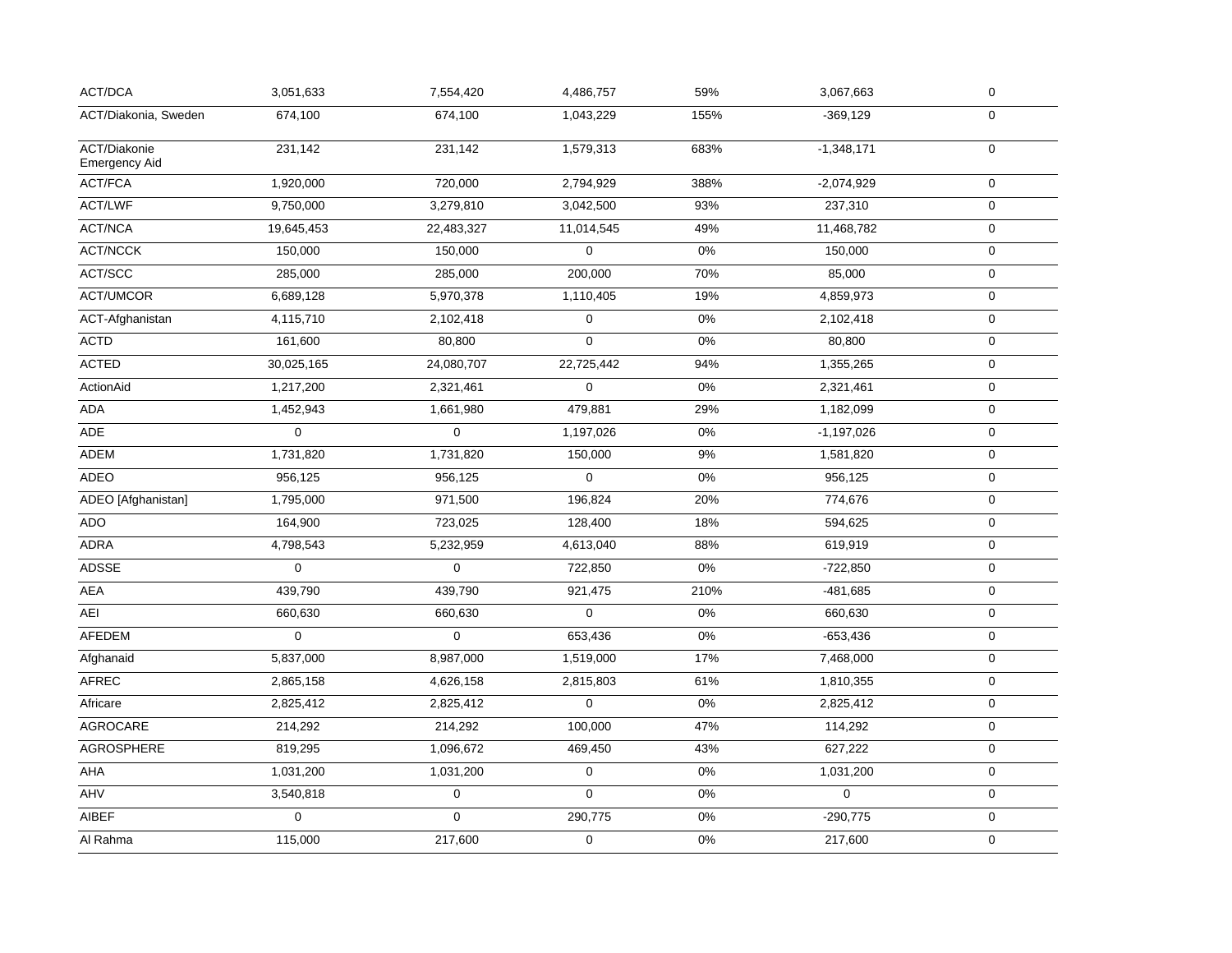| | | | | | | |
|---|---|---|---|---|---|---|
| ACT/DCA | 3,051,633 | 7,554,420 | 4,486,757 | 59% | 3,067,663 | 0 |
| ACT/Diakonia, Sweden | 674,100 | 674,100 | 1,043,229 | 155% | -369,129 | 0 |
| ACT/Diakonie Emergency Aid | 231,142 | 231,142 | 1,579,313 | 683% | -1,348,171 | 0 |
| ACT/FCA | 1,920,000 | 720,000 | 2,794,929 | 388% | -2,074,929 | 0 |
| ACT/LWF | 9,750,000 | 3,279,810 | 3,042,500 | 93% | 237,310 | 0 |
| ACT/NCA | 19,645,453 | 22,483,327 | 11,014,545 | 49% | 11,468,782 | 0 |
| ACT/NCCK | 150,000 | 150,000 | 0 | 0% | 150,000 | 0 |
| ACT/SCC | 285,000 | 285,000 | 200,000 | 70% | 85,000 | 0 |
| ACT/UMCOR | 6,689,128 | 5,970,378 | 1,110,405 | 19% | 4,859,973 | 0 |
| ACT-Afghanistan | 4,115,710 | 2,102,418 | 0 | 0% | 2,102,418 | 0 |
| ACTD | 161,600 | 80,800 | 0 | 0% | 80,800 | 0 |
| ACTED | 30,025,165 | 24,080,707 | 22,725,442 | 94% | 1,355,265 | 0 |
| ActionAid | 1,217,200 | 2,321,461 | 0 | 0% | 2,321,461 | 0 |
| ADA | 1,452,943 | 1,661,980 | 479,881 | 29% | 1,182,099 | 0 |
| ADE | 0 | 0 | 1,197,026 | 0% | -1,197,026 | 0 |
| ADEM | 1,731,820 | 1,731,820 | 150,000 | 9% | 1,581,820 | 0 |
| ADEO | 956,125 | 956,125 | 0 | 0% | 956,125 | 0 |
| ADEO [Afghanistan] | 1,795,000 | 971,500 | 196,824 | 20% | 774,676 | 0 |
| ADO | 164,900 | 723,025 | 128,400 | 18% | 594,625 | 0 |
| ADRA | 4,798,543 | 5,232,959 | 4,613,040 | 88% | 619,919 | 0 |
| ADSSE | 0 | 0 | 722,850 | 0% | -722,850 | 0 |
| AEA | 439,790 | 439,790 | 921,475 | 210% | -481,685 | 0 |
| AEI | 660,630 | 660,630 | 0 | 0% | 660,630 | 0 |
| AFEDEM | 0 | 0 | 653,436 | 0% | -653,436 | 0 |
| Afghanaid | 5,837,000 | 8,987,000 | 1,519,000 | 17% | 7,468,000 | 0 |
| AFREC | 2,865,158 | 4,626,158 | 2,815,803 | 61% | 1,810,355 | 0 |
| Africare | 2,825,412 | 2,825,412 | 0 | 0% | 2,825,412 | 0 |
| AGROCARE | 214,292 | 214,292 | 100,000 | 47% | 114,292 | 0 |
| AGROSPHERE | 819,295 | 1,096,672 | 469,450 | 43% | 627,222 | 0 |
| AHA | 1,031,200 | 1,031,200 | 0 | 0% | 1,031,200 | 0 |
| AHV | 3,540,818 | 0 | 0 | 0% | 0 | 0 |
| AIBEF | 0 | 0 | 290,775 | 0% | -290,775 | 0 |
| Al Rahma | 115,000 | 217,600 | 0 | 0% | 217,600 | 0 |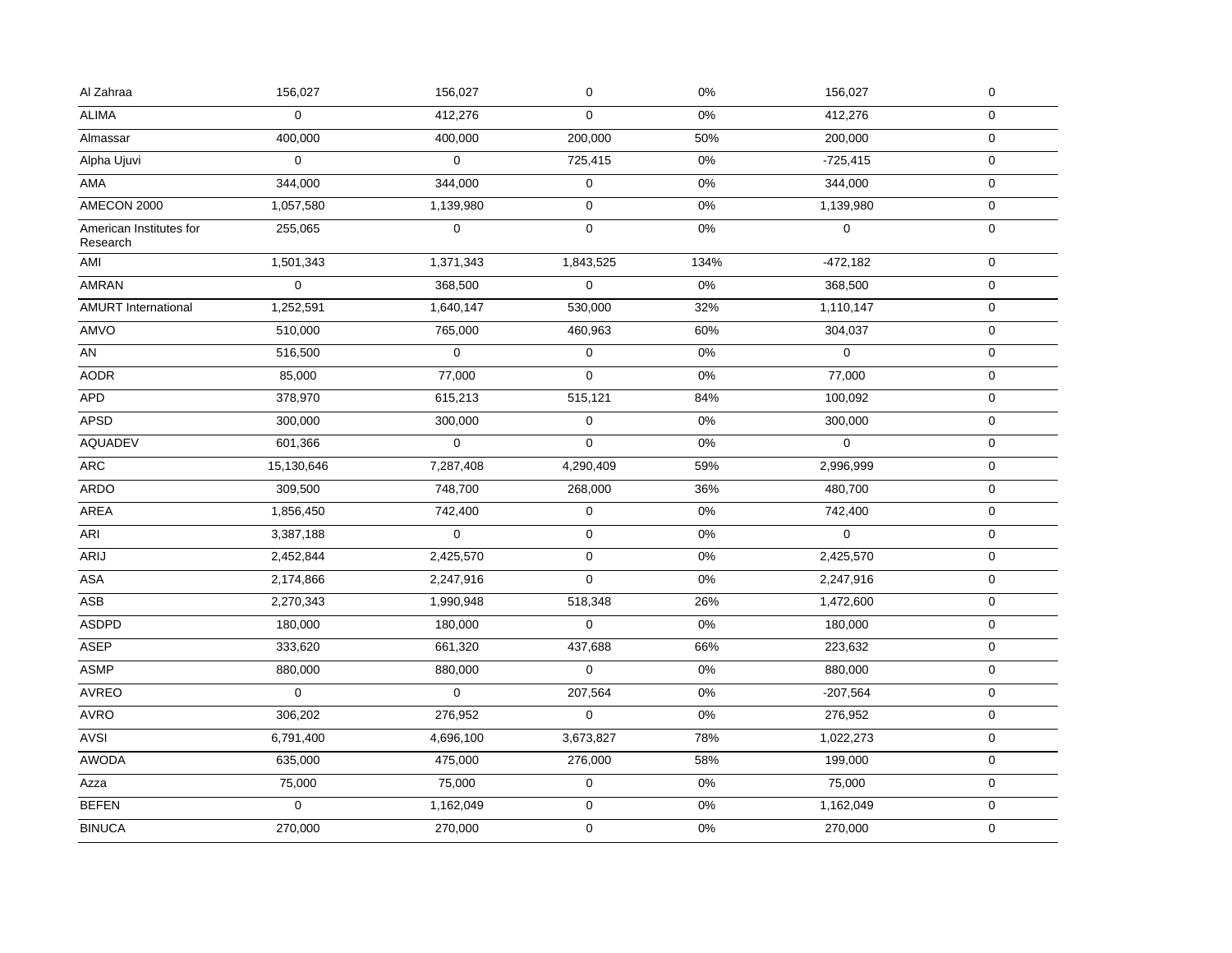| | | | | | | |
|---|---|---|---|---|---|---|
| Al Zahraa | 156,027 | 156,027 | 0 | 0% | 156,027 | 0 |
| ALIMA | 0 | 412,276 | 0 | 0% | 412,276 | 0 |
| Almassar | 400,000 | 400,000 | 200,000 | 50% | 200,000 | 0 |
| Alpha Ujuvi | 0 | 0 | 725,415 | 0% | -725,415 | 0 |
| AMA | 344,000 | 344,000 | 0 | 0% | 344,000 | 0 |
| AMECON 2000 | 1,057,580 | 1,139,980 | 0 | 0% | 1,139,980 | 0 |
| American Institutes for Research | 255,065 | 0 | 0 | 0% | 0 | 0 |
| AMI | 1,501,343 | 1,371,343 | 1,843,525 | 134% | -472,182 | 0 |
| AMRAN | 0 | 368,500 | 0 | 0% | 368,500 | 0 |
| AMURT International | 1,252,591 | 1,640,147 | 530,000 | 32% | 1,110,147 | 0 |
| AMVO | 510,000 | 765,000 | 460,963 | 60% | 304,037 | 0 |
| AN | 516,500 | 0 | 0 | 0% | 0 | 0 |
| AODR | 85,000 | 77,000 | 0 | 0% | 77,000 | 0 |
| APD | 378,970 | 615,213 | 515,121 | 84% | 100,092 | 0 |
| APSD | 300,000 | 300,000 | 0 | 0% | 300,000 | 0 |
| AQUADEV | 601,366 | 0 | 0 | 0% | 0 | 0 |
| ARC | 15,130,646 | 7,287,408 | 4,290,409 | 59% | 2,996,999 | 0 |
| ARDO | 309,500 | 748,700 | 268,000 | 36% | 480,700 | 0 |
| AREA | 1,856,450 | 742,400 | 0 | 0% | 742,400 | 0 |
| ARI | 3,387,188 | 0 | 0 | 0% | 0 | 0 |
| ARIJ | 2,452,844 | 2,425,570 | 0 | 0% | 2,425,570 | 0 |
| ASA | 2,174,866 | 2,247,916 | 0 | 0% | 2,247,916 | 0 |
| ASB | 2,270,343 | 1,990,948 | 518,348 | 26% | 1,472,600 | 0 |
| ASDPD | 180,000 | 180,000 | 0 | 0% | 180,000 | 0 |
| ASEP | 333,620 | 661,320 | 437,688 | 66% | 223,632 | 0 |
| ASMP | 880,000 | 880,000 | 0 | 0% | 880,000 | 0 |
| AVREO | 0 | 0 | 207,564 | 0% | -207,564 | 0 |
| AVRO | 306,202 | 276,952 | 0 | 0% | 276,952 | 0 |
| AVSI | 6,791,400 | 4,696,100 | 3,673,827 | 78% | 1,022,273 | 0 |
| AWODA | 635,000 | 475,000 | 276,000 | 58% | 199,000 | 0 |
| Azza | 75,000 | 75,000 | 0 | 0% | 75,000 | 0 |
| BEFEN | 0 | 1,162,049 | 0 | 0% | 1,162,049 | 0 |
| BINUCA | 270,000 | 270,000 | 0 | 0% | 270,000 | 0 |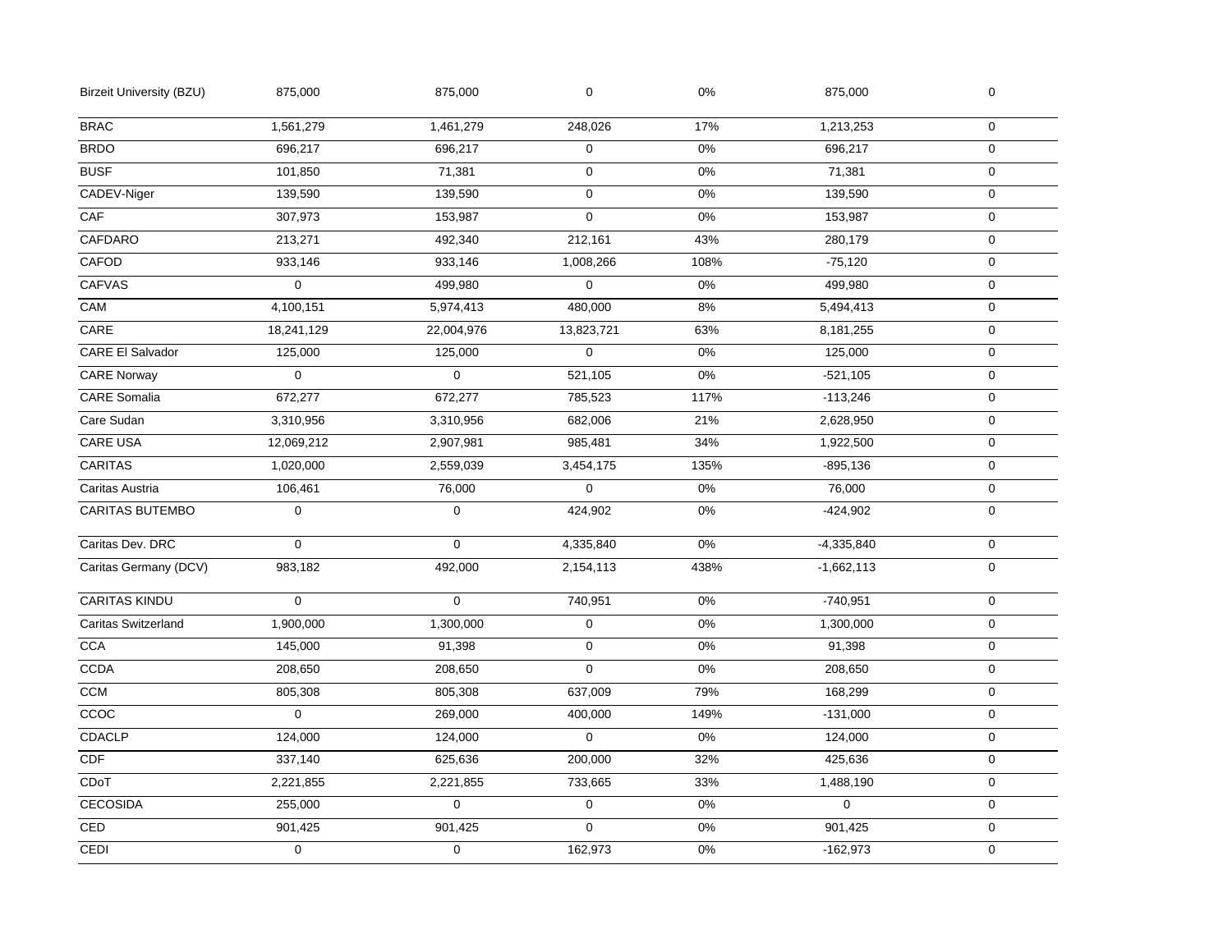| | | | | | | |
|---|---|---|---|---|---|---|
| Birzeit University (BZU) | 875,000 | 875,000 | 0 | 0% | 875,000 | 0 |
| BRAC | 1,561,279 | 1,461,279 | 248,026 | 17% | 1,213,253 | 0 |
| BRDO | 696,217 | 696,217 | 0 | 0% | 696,217 | 0 |
| BUSF | 101,850 | 71,381 | 0 | 0% | 71,381 | 0 |
| CADEV-Niger | 139,590 | 139,590 | 0 | 0% | 139,590 | 0 |
| CAF | 307,973 | 153,987 | 0 | 0% | 153,987 | 0 |
| CAFDARO | 213,271 | 492,340 | 212,161 | 43% | 280,179 | 0 |
| CAFOD | 933,146 | 933,146 | 1,008,266 | 108% | -75,120 | 0 |
| CAFVAS | 0 | 499,980 | 0 | 0% | 499,980 | 0 |
| CAM | 4,100,151 | 5,974,413 | 480,000 | 8% | 5,494,413 | 0 |
| CARE | 18,241,129 | 22,004,976 | 13,823,721 | 63% | 8,181,255 | 0 |
| CARE El Salvador | 125,000 | 125,000 | 0 | 0% | 125,000 | 0 |
| CARE Norway | 0 | 0 | 521,105 | 0% | -521,105 | 0 |
| CARE Somalia | 672,277 | 672,277 | 785,523 | 117% | -113,246 | 0 |
| Care Sudan | 3,310,956 | 3,310,956 | 682,006 | 21% | 2,628,950 | 0 |
| CARE USA | 12,069,212 | 2,907,981 | 985,481 | 34% | 1,922,500 | 0 |
| CARITAS | 1,020,000 | 2,559,039 | 3,454,175 | 135% | -895,136 | 0 |
| Caritas Austria | 106,461 | 76,000 | 0 | 0% | 76,000 | 0 |
| CARITAS BUTEMBO | 0 | 0 | 424,902 | 0% | -424,902 | 0 |
| Caritas Dev. DRC | 0 | 0 | 4,335,840 | 0% | -4,335,840 | 0 |
| Caritas Germany (DCV) | 983,182 | 492,000 | 2,154,113 | 438% | -1,662,113 | 0 |
| CARITAS KINDU | 0 | 0 | 740,951 | 0% | -740,951 | 0 |
| Caritas Switzerland | 1,900,000 | 1,300,000 | 0 | 0% | 1,300,000 | 0 |
| CCA | 145,000 | 91,398 | 0 | 0% | 91,398 | 0 |
| CCDA | 208,650 | 208,650 | 0 | 0% | 208,650 | 0 |
| CCM | 805,308 | 805,308 | 637,009 | 79% | 168,299 | 0 |
| CCOC | 0 | 269,000 | 400,000 | 149% | -131,000 | 0 |
| CDACLP | 124,000 | 124,000 | 0 | 0% | 124,000 | 0 |
| CDF | 337,140 | 625,636 | 200,000 | 32% | 425,636 | 0 |
| CDoT | 2,221,855 | 2,221,855 | 733,665 | 33% | 1,488,190 | 0 |
| CECOSIDA | 255,000 | 0 | 0 | 0% | 0 | 0 |
| CED | 901,425 | 901,425 | 0 | 0% | 901,425 | 0 |
| CEDI | 0 | 0 | 162,973 | 0% | -162,973 | 0 |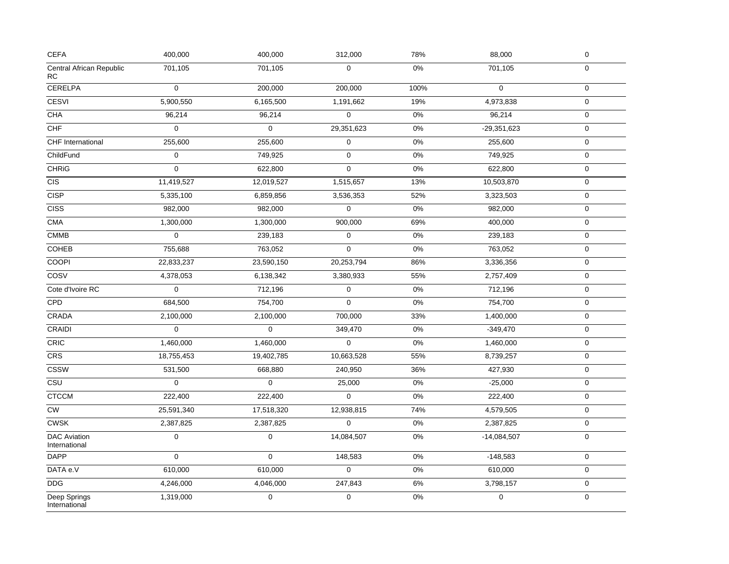| | | | | | | |
|---|---|---|---|---|---|---|
| CEFA | 400,000 | 400,000 | 312,000 | 78% | 88,000 | 0 |
| Central African Republic RC | 701,105 | 701,105 | 0 | 0% | 701,105 | 0 |
| CERELPA | 0 | 200,000 | 200,000 | 100% | 0 | 0 |
| CESVI | 5,900,550 | 6,165,500 | 1,191,662 | 19% | 4,973,838 | 0 |
| CHA | 96,214 | 96,214 | 0 | 0% | 96,214 | 0 |
| CHF | 0 | 0 | 29,351,623 | 0% | -29,351,623 | 0 |
| CHF International | 255,600 | 255,600 | 0 | 0% | 255,600 | 0 |
| ChildFund | 0 | 749,925 | 0 | 0% | 749,925 | 0 |
| CHRiG | 0 | 622,800 | 0 | 0% | 622,800 | 0 |
| CIS | 11,419,527 | 12,019,527 | 1,515,657 | 13% | 10,503,870 | 0 |
| CISP | 5,335,100 | 6,859,856 | 3,536,353 | 52% | 3,323,503 | 0 |
| CISS | 982,000 | 982,000 | 0 | 0% | 982,000 | 0 |
| CMA | 1,300,000 | 1,300,000 | 900,000 | 69% | 400,000 | 0 |
| CMMB | 0 | 239,183 | 0 | 0% | 239,183 | 0 |
| COHEB | 755,688 | 763,052 | 0 | 0% | 763,052 | 0 |
| COOPI | 22,833,237 | 23,590,150 | 20,253,794 | 86% | 3,336,356 | 0 |
| COSV | 4,378,053 | 6,138,342 | 3,380,933 | 55% | 2,757,409 | 0 |
| Cote d'Ivoire RC | 0 | 712,196 | 0 | 0% | 712,196 | 0 |
| CPD | 684,500 | 754,700 | 0 | 0% | 754,700 | 0 |
| CRADA | 2,100,000 | 2,100,000 | 700,000 | 33% | 1,400,000 | 0 |
| CRAIDI | 0 | 0 | 349,470 | 0% | -349,470 | 0 |
| CRIC | 1,460,000 | 1,460,000 | 0 | 0% | 1,460,000 | 0 |
| CRS | 18,755,453 | 19,402,785 | 10,663,528 | 55% | 8,739,257 | 0 |
| CSSW | 531,500 | 668,880 | 240,950 | 36% | 427,930 | 0 |
| CSU | 0 | 0 | 25,000 | 0% | -25,000 | 0 |
| CTCCM | 222,400 | 222,400 | 0 | 0% | 222,400 | 0 |
| CW | 25,591,340 | 17,518,320 | 12,938,815 | 74% | 4,579,505 | 0 |
| CWSK | 2,387,825 | 2,387,825 | 0 | 0% | 2,387,825 | 0 |
| DAC Aviation International | 0 | 0 | 14,084,507 | 0% | -14,084,507 | 0 |
| DAPP | 0 | 0 | 148,583 | 0% | -148,583 | 0 |
| DATA e.V | 610,000 | 610,000 | 0 | 0% | 610,000 | 0 |
| DDG | 4,246,000 | 4,046,000 | 247,843 | 6% | 3,798,157 | 0 |
| Deep Springs International | 1,319,000 | 0 | 0 | 0% | 0 | 0 |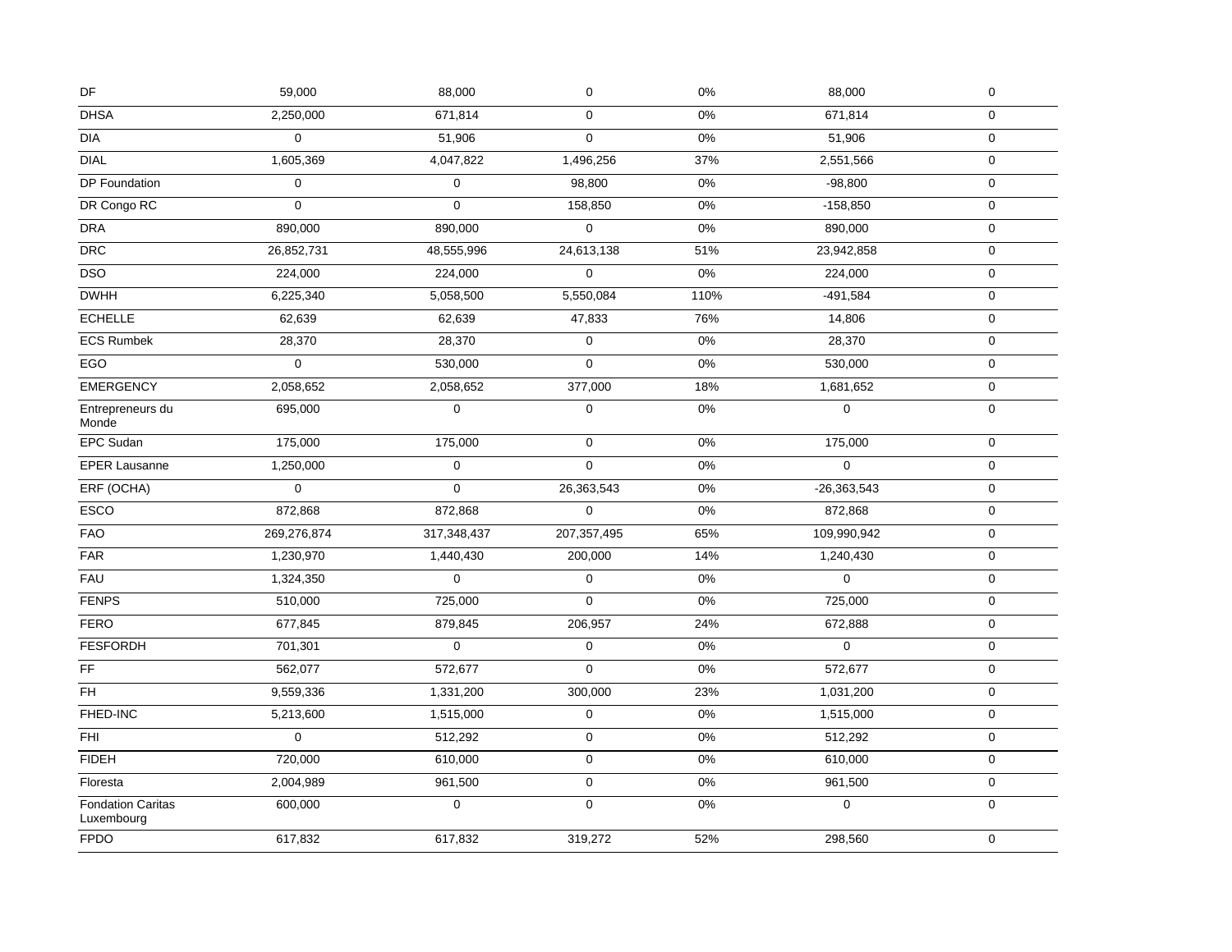| | | | | | | |
|---|---|---|---|---|---|---|
| DF | 59,000 | 88,000 | 0 | 0% | 88,000 | 0 |
| DHSA | 2,250,000 | 671,814 | 0 | 0% | 671,814 | 0 |
| DIA | 0 | 51,906 | 0 | 0% | 51,906 | 0 |
| DIAL | 1,605,369 | 4,047,822 | 1,496,256 | 37% | 2,551,566 | 0 |
| DP Foundation | 0 | 0 | 98,800 | 0% | -98,800 | 0 |
| DR Congo RC | 0 | 0 | 158,850 | 0% | -158,850 | 0 |
| DRA | 890,000 | 890,000 | 0 | 0% | 890,000 | 0 |
| DRC | 26,852,731 | 48,555,996 | 24,613,138 | 51% | 23,942,858 | 0 |
| DSO | 224,000 | 224,000 | 0 | 0% | 224,000 | 0 |
| DWHH | 6,225,340 | 5,058,500 | 5,550,084 | 110% | -491,584 | 0 |
| ECHELLE | 62,639 | 62,639 | 47,833 | 76% | 14,806 | 0 |
| ECS Rumbek | 28,370 | 28,370 | 0 | 0% | 28,370 | 0 |
| EGO | 0 | 530,000 | 0 | 0% | 530,000 | 0 |
| EMERGENCY | 2,058,652 | 2,058,652 | 377,000 | 18% | 1,681,652 | 0 |
| Entrepreneurs du Monde | 695,000 | 0 | 0 | 0% | 0 | 0 |
| EPC Sudan | 175,000 | 175,000 | 0 | 0% | 175,000 | 0 |
| EPER Lausanne | 1,250,000 | 0 | 0 | 0% | 0 | 0 |
| ERF (OCHA) | 0 | 0 | 26,363,543 | 0% | -26,363,543 | 0 |
| ESCO | 872,868 | 872,868 | 0 | 0% | 872,868 | 0 |
| FAO | 269,276,874 | 317,348,437 | 207,357,495 | 65% | 109,990,942 | 0 |
| FAR | 1,230,970 | 1,440,430 | 200,000 | 14% | 1,240,430 | 0 |
| FAU | 1,324,350 | 0 | 0 | 0% | 0 | 0 |
| FENPS | 510,000 | 725,000 | 0 | 0% | 725,000 | 0 |
| FERO | 677,845 | 879,845 | 206,957 | 24% | 672,888 | 0 |
| FESFORDH | 701,301 | 0 | 0 | 0% | 0 | 0 |
| FF | 562,077 | 572,677 | 0 | 0% | 572,677 | 0 |
| FH | 9,559,336 | 1,331,200 | 300,000 | 23% | 1,031,200 | 0 |
| FHED-INC | 5,213,600 | 1,515,000 | 0 | 0% | 1,515,000 | 0 |
| FHI | 0 | 512,292 | 0 | 0% | 512,292 | 0 |
| FIDEH | 720,000 | 610,000 | 0 | 0% | 610,000 | 0 |
| Floresta | 2,004,989 | 961,500 | 0 | 0% | 961,500 | 0 |
| Fondation Caritas Luxembourg | 600,000 | 0 | 0 | 0% | 0 | 0 |
| FPDO | 617,832 | 617,832 | 319,272 | 52% | 298,560 | 0 |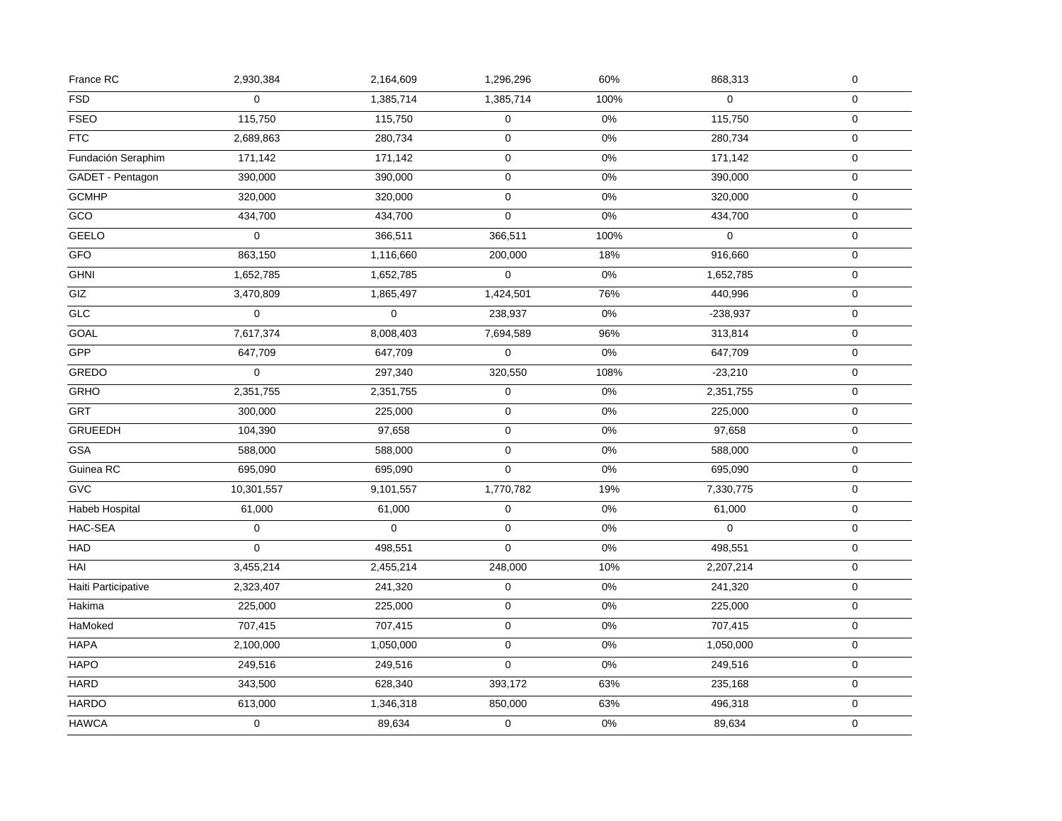| France RC | 2,930,384 | 2,164,609 | 1,296,296 | 60% | 868,313 | 0 |
|---|---|---|---|---|---|---|
| FSD | 0 | 1,385,714 | 1,385,714 | 100% | 0 | 0 |
| FSEO | 115,750 | 115,750 | 0 | 0% | 115,750 | 0 |
| FTC | 2,689,863 | 280,734 | 0 | 0% | 280,734 | 0 |
| Fundación Seraphim | 171,142 | 171,142 | 0 | 0% | 171,142 | 0 |
| GADET - Pentagon | 390,000 | 390,000 | 0 | 0% | 390,000 | 0 |
| GCMHP | 320,000 | 320,000 | 0 | 0% | 320,000 | 0 |
| GCO | 434,700 | 434,700 | 0 | 0% | 434,700 | 0 |
| GEELO | 0 | 366,511 | 366,511 | 100% | 0 | 0 |
| GFO | 863,150 | 1,116,660 | 200,000 | 18% | 916,660 | 0 |
| GHNI | 1,652,785 | 1,652,785 | 0 | 0% | 1,652,785 | 0 |
| GIZ | 3,470,809 | 1,865,497 | 1,424,501 | 76% | 440,996 | 0 |
| GLC | 0 | 0 | 238,937 | 0% | -238,937 | 0 |
| GOAL | 7,617,374 | 8,008,403 | 7,694,589 | 96% | 313,814 | 0 |
| GPP | 647,709 | 647,709 | 0 | 0% | 647,709 | 0 |
| GREDO | 0 | 297,340 | 320,550 | 108% | -23,210 | 0 |
| GRHO | 2,351,755 | 2,351,755 | 0 | 0% | 2,351,755 | 0 |
| GRT | 300,000 | 225,000 | 0 | 0% | 225,000 | 0 |
| GRUEEDH | 104,390 | 97,658 | 0 | 0% | 97,658 | 0 |
| GSA | 588,000 | 588,000 | 0 | 0% | 588,000 | 0 |
| Guinea RC | 695,090 | 695,090 | 0 | 0% | 695,090 | 0 |
| GVC | 10,301,557 | 9,101,557 | 1,770,782 | 19% | 7,330,775 | 0 |
| Habeb Hospital | 61,000 | 61,000 | 0 | 0% | 61,000 | 0 |
| HAC-SEA | 0 | 0 | 0 | 0% | 0 | 0 |
| HAD | 0 | 498,551 | 0 | 0% | 498,551 | 0 |
| HAI | 3,455,214 | 2,455,214 | 248,000 | 10% | 2,207,214 | 0 |
| Haiti Participative | 2,323,407 | 241,320 | 0 | 0% | 241,320 | 0 |
| Hakima | 225,000 | 225,000 | 0 | 0% | 225,000 | 0 |
| HaMoked | 707,415 | 707,415 | 0 | 0% | 707,415 | 0 |
| HAPA | 2,100,000 | 1,050,000 | 0 | 0% | 1,050,000 | 0 |
| HAPO | 249,516 | 249,516 | 0 | 0% | 249,516 | 0 |
| HARD | 343,500 | 628,340 | 393,172 | 63% | 235,168 | 0 |
| HARDO | 613,000 | 1,346,318 | 850,000 | 63% | 496,318 | 0 |
| HAWCA | 0 | 89,634 | 0 | 0% | 89,634 | 0 |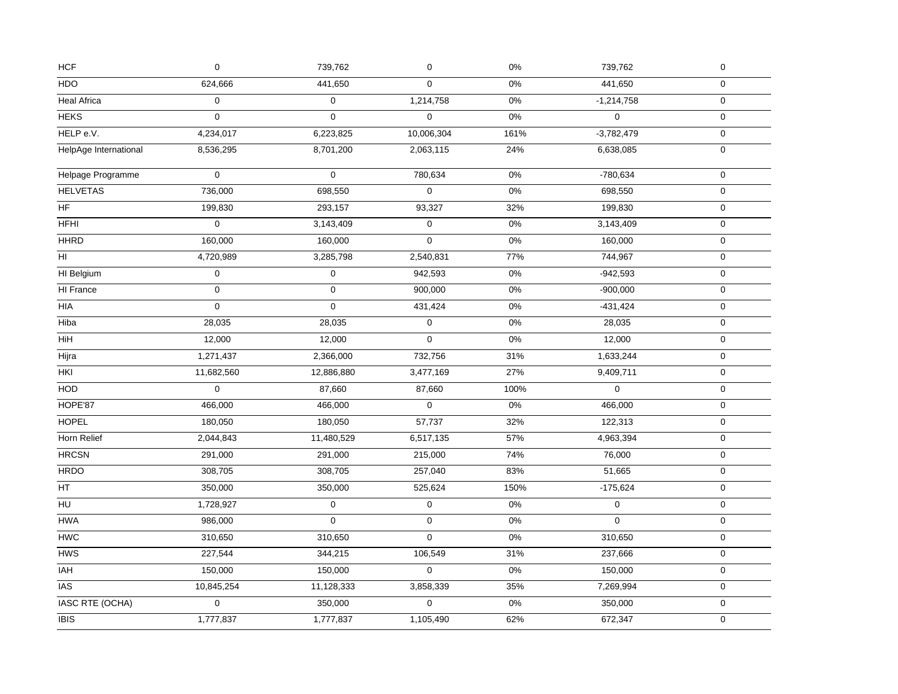| HCF | 0 | 739,762 | 0 | 0% | 739,762 | 0 |
|---|---|---|---|---|---|---|
| HDO | 624,666 | 441,650 | 0 | 0% | 441,650 | 0 |
| Heal Africa | 0 | 0 | 1,214,758 | 0% | -1,214,758 | 0 |
| HEKS | 0 | 0 | 0 | 0% | 0 | 0 |
| HELP e.V. | 4,234,017 | 6,223,825 | 10,006,304 | 161% | -3,782,479 | 0 |
| HelpAge International | 8,536,295 | 8,701,200 | 2,063,115 | 24% | 6,638,085 | 0 |
| Helpage Programme | 0 | 0 | 780,634 | 0% | -780,634 | 0 |
| HELVETAS | 736,000 | 698,550 | 0 | 0% | 698,550 | 0 |
| HF | 199,830 | 293,157 | 93,327 | 32% | 199,830 | 0 |
| HFHI | 0 | 3,143,409 | 0 | 0% | 3,143,409 | 0 |
| HHRD | 160,000 | 160,000 | 0 | 0% | 160,000 | 0 |
| HI | 4,720,989 | 3,285,798 | 2,540,831 | 77% | 744,967 | 0 |
| HI Belgium | 0 | 0 | 942,593 | 0% | -942,593 | 0 |
| HI France | 0 | 0 | 900,000 | 0% | -900,000 | 0 |
| HIA | 0 | 0 | 431,424 | 0% | -431,424 | 0 |
| Hiba | 28,035 | 28,035 | 0 | 0% | 28,035 | 0 |
| HiH | 12,000 | 12,000 | 0 | 0% | 12,000 | 0 |
| Hijra | 1,271,437 | 2,366,000 | 732,756 | 31% | 1,633,244 | 0 |
| HKI | 11,682,560 | 12,886,880 | 3,477,169 | 27% | 9,409,711 | 0 |
| HOD | 0 | 87,660 | 87,660 | 100% | 0 | 0 |
| HOPE'87 | 466,000 | 466,000 | 0 | 0% | 466,000 | 0 |
| HOPEL | 180,050 | 180,050 | 57,737 | 32% | 122,313 | 0 |
| Horn Relief | 2,044,843 | 11,480,529 | 6,517,135 | 57% | 4,963,394 | 0 |
| HRCSN | 291,000 | 291,000 | 215,000 | 74% | 76,000 | 0 |
| HRDO | 308,705 | 308,705 | 257,040 | 83% | 51,665 | 0 |
| HT | 350,000 | 350,000 | 525,624 | 150% | -175,624 | 0 |
| HU | 1,728,927 | 0 | 0 | 0% | 0 | 0 |
| HWA | 986,000 | 0 | 0 | 0% | 0 | 0 |
| HWC | 310,650 | 310,650 | 0 | 0% | 310,650 | 0 |
| HWS | 227,544 | 344,215 | 106,549 | 31% | 237,666 | 0 |
| IAH | 150,000 | 150,000 | 0 | 0% | 150,000 | 0 |
| IAS | 10,845,254 | 11,128,333 | 3,858,339 | 35% | 7,269,994 | 0 |
| IASC RTE (OCHA) | 0 | 350,000 | 0 | 0% | 350,000 | 0 |
| IBIS | 1,777,837 | 1,777,837 | 1,105,490 | 62% | 672,347 | 0 |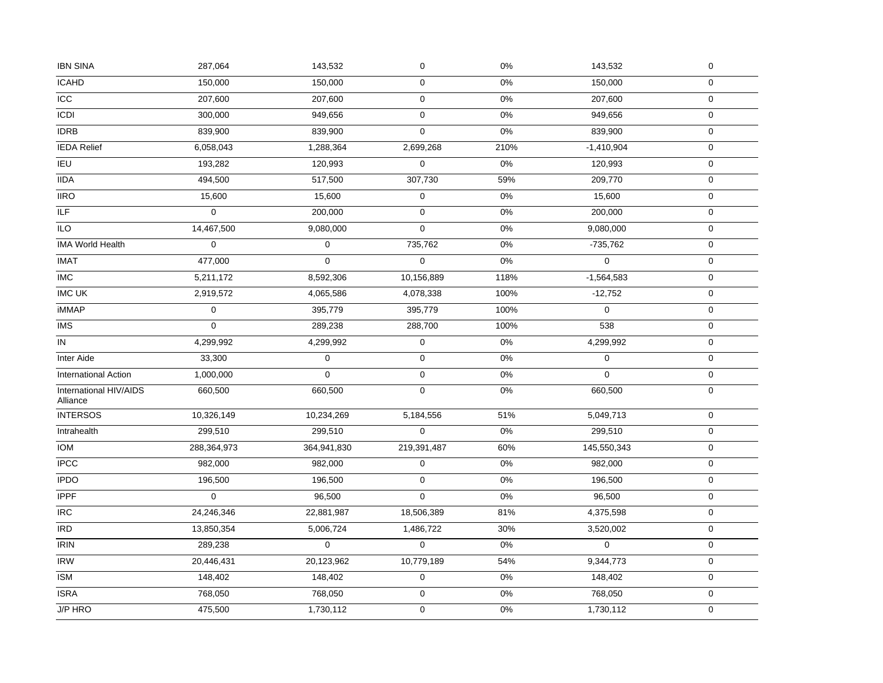| | | | | | | |
|---|---|---|---|---|---|---|
| IBN SINA | 287,064 | 143,532 | 0 | 0% | 143,532 | 0 |
| ICAHD | 150,000 | 150,000 | 0 | 0% | 150,000 | 0 |
| ICC | 207,600 | 207,600 | 0 | 0% | 207,600 | 0 |
| ICDI | 300,000 | 949,656 | 0 | 0% | 949,656 | 0 |
| IDRB | 839,900 | 839,900 | 0 | 0% | 839,900 | 0 |
| IEDA Relief | 6,058,043 | 1,288,364 | 2,699,268 | 210% | -1,410,904 | 0 |
| IEU | 193,282 | 120,993 | 0 | 0% | 120,993 | 0 |
| IIDA | 494,500 | 517,500 | 307,730 | 59% | 209,770 | 0 |
| IIRO | 15,600 | 15,600 | 0 | 0% | 15,600 | 0 |
| ILF | 0 | 200,000 | 0 | 0% | 200,000 | 0 |
| ILO | 14,467,500 | 9,080,000 | 0 | 0% | 9,080,000 | 0 |
| IMA World Health | 0 | 0 | 735,762 | 0% | -735,762 | 0 |
| IMAT | 477,000 | 0 | 0 | 0% | 0 | 0 |
| IMC | 5,211,172 | 8,592,306 | 10,156,889 | 118% | -1,564,583 | 0 |
| IMC UK | 2,919,572 | 4,065,586 | 4,078,338 | 100% | -12,752 | 0 |
| iMMAP | 0 | 395,779 | 395,779 | 100% | 0 | 0 |
| IMS | 0 | 289,238 | 288,700 | 100% | 538 | 0 |
| IN | 4,299,992 | 4,299,992 | 0 | 0% | 4,299,992 | 0 |
| Inter Aide | 33,300 | 0 | 0 | 0% | 0 | 0 |
| International Action | 1,000,000 | 0 | 0 | 0% | 0 | 0 |
| International HIV/AIDS Alliance | 660,500 | 660,500 | 0 | 0% | 660,500 | 0 |
| INTERSOS | 10,326,149 | 10,234,269 | 5,184,556 | 51% | 5,049,713 | 0 |
| Intrahealth | 299,510 | 299,510 | 0 | 0% | 299,510 | 0 |
| IOM | 288,364,973 | 364,941,830 | 219,391,487 | 60% | 145,550,343 | 0 |
| IPCC | 982,000 | 982,000 | 0 | 0% | 982,000 | 0 |
| IPDO | 196,500 | 196,500 | 0 | 0% | 196,500 | 0 |
| IPPF | 0 | 96,500 | 0 | 0% | 96,500 | 0 |
| IRC | 24,246,346 | 22,881,987 | 18,506,389 | 81% | 4,375,598 | 0 |
| IRD | 13,850,354 | 5,006,724 | 1,486,722 | 30% | 3,520,002 | 0 |
| IRIN | 289,238 | 0 | 0 | 0% | 0 | 0 |
| IRW | 20,446,431 | 20,123,962 | 10,779,189 | 54% | 9,344,773 | 0 |
| ISM | 148,402 | 148,402 | 0 | 0% | 148,402 | 0 |
| ISRA | 768,050 | 768,050 | 0 | 0% | 768,050 | 0 |
| J/P HRO | 475,500 | 1,730,112 | 0 | 0% | 1,730,112 | 0 |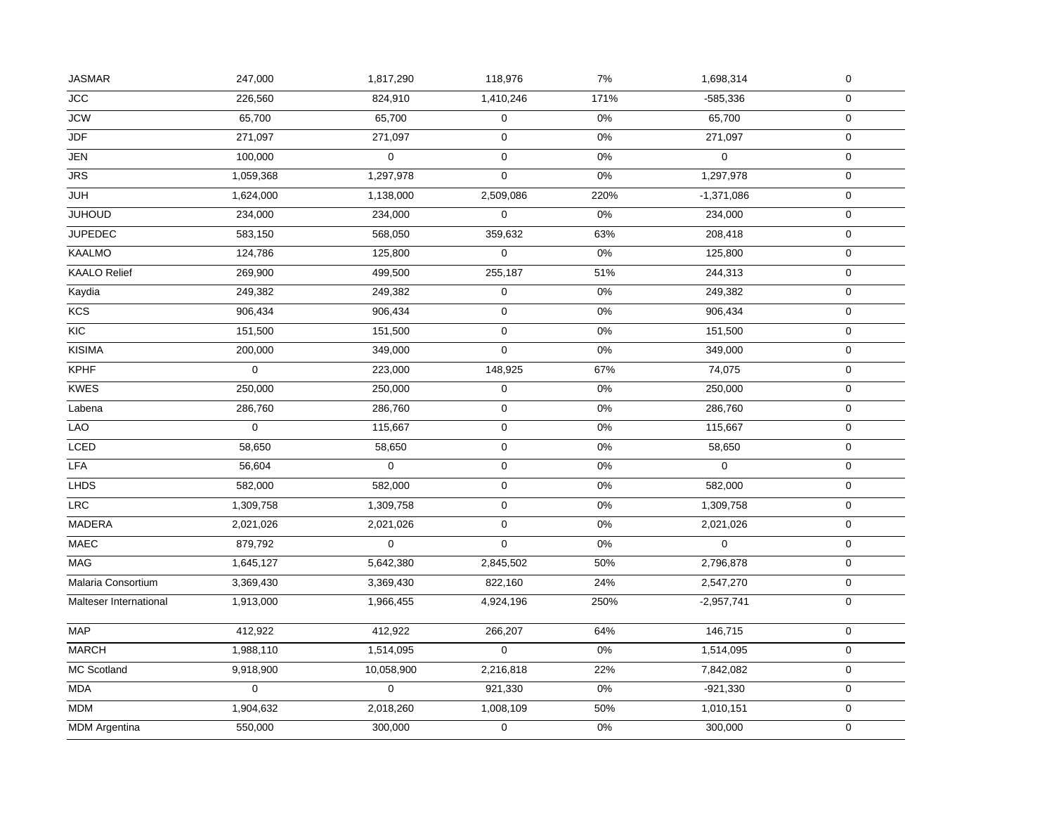| | | | | | | |
|---|---|---|---|---|---|---|
| JASMAR | 247,000 | 1,817,290 | 118,976 | 7% | 1,698,314 | 0 |
| JCC | 226,560 | 824,910 | 1,410,246 | 171% | -585,336 | 0 |
| JCW | 65,700 | 65,700 | 0 | 0% | 65,700 | 0 |
| JDF | 271,097 | 271,097 | 0 | 0% | 271,097 | 0 |
| JEN | 100,000 | 0 | 0 | 0% | 0 | 0 |
| JRS | 1,059,368 | 1,297,978 | 0 | 0% | 1,297,978 | 0 |
| JUH | 1,624,000 | 1,138,000 | 2,509,086 | 220% | -1,371,086 | 0 |
| JUHOUD | 234,000 | 234,000 | 0 | 0% | 234,000 | 0 |
| JUPEDEC | 583,150 | 568,050 | 359,632 | 63% | 208,418 | 0 |
| KAALMO | 124,786 | 125,800 | 0 | 0% | 125,800 | 0 |
| KAALO Relief | 269,900 | 499,500 | 255,187 | 51% | 244,313 | 0 |
| Kaydia | 249,382 | 249,382 | 0 | 0% | 249,382 | 0 |
| KCS | 906,434 | 906,434 | 0 | 0% | 906,434 | 0 |
| KIC | 151,500 | 151,500 | 0 | 0% | 151,500 | 0 |
| KISIMA | 200,000 | 349,000 | 0 | 0% | 349,000 | 0 |
| KPHF | 0 | 223,000 | 148,925 | 67% | 74,075 | 0 |
| KWES | 250,000 | 250,000 | 0 | 0% | 250,000 | 0 |
| Labena | 286,760 | 286,760 | 0 | 0% | 286,760 | 0 |
| LAO | 0 | 115,667 | 0 | 0% | 115,667 | 0 |
| LCED | 58,650 | 58,650 | 0 | 0% | 58,650 | 0 |
| LFA | 56,604 | 0 | 0 | 0% | 0 | 0 |
| LHDS | 582,000 | 582,000 | 0 | 0% | 582,000 | 0 |
| LRC | 1,309,758 | 1,309,758 | 0 | 0% | 1,309,758 | 0 |
| MADERA | 2,021,026 | 2,021,026 | 0 | 0% | 2,021,026 | 0 |
| MAEC | 879,792 | 0 | 0 | 0% | 0 | 0 |
| MAG | 1,645,127 | 5,642,380 | 2,845,502 | 50% | 2,796,878 | 0 |
| Malaria Consortium | 3,369,430 | 3,369,430 | 822,160 | 24% | 2,547,270 | 0 |
| Malteser International | 1,913,000 | 1,966,455 | 4,924,196 | 250% | -2,957,741 | 0 |
| MAP | 412,922 | 412,922 | 266,207 | 64% | 146,715 | 0 |
| MARCH | 1,988,110 | 1,514,095 | 0 | 0% | 1,514,095 | 0 |
| MC Scotland | 9,918,900 | 10,058,900 | 2,216,818 | 22% | 7,842,082 | 0 |
| MDA | 0 | 0 | 921,330 | 0% | -921,330 | 0 |
| MDM | 1,904,632 | 2,018,260 | 1,008,109 | 50% | 1,010,151 | 0 |
| MDM Argentina | 550,000 | 300,000 | 0 | 0% | 300,000 | 0 |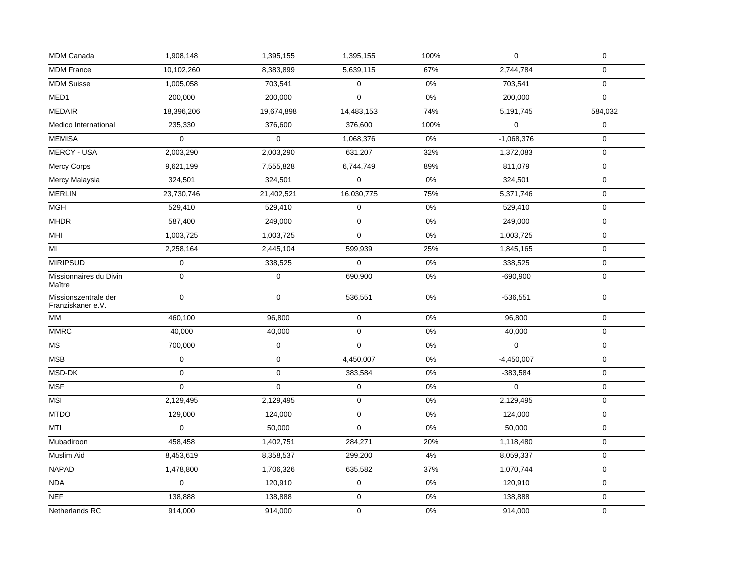| | | | | | | |
|---|---|---|---|---|---|---|
| MDM Canada | 1,908,148 | 1,395,155 | 1,395,155 | 100% | 0 | 0 |
| MDM France | 10,102,260 | 8,383,899 | 5,639,115 | 67% | 2,744,784 | 0 |
| MDM Suisse | 1,005,058 | 703,541 | 0 | 0% | 703,541 | 0 |
| MED1 | 200,000 | 200,000 | 0 | 0% | 200,000 | 0 |
| MEDAIR | 18,396,206 | 19,674,898 | 14,483,153 | 74% | 5,191,745 | 584,032 |
| Medico International | 235,330 | 376,600 | 376,600 | 100% | 0 | 0 |
| MEMISA | 0 | 0 | 1,068,376 | 0% | -1,068,376 | 0 |
| MERCY - USA | 2,003,290 | 2,003,290 | 631,207 | 32% | 1,372,083 | 0 |
| Mercy Corps | 9,621,199 | 7,555,828 | 6,744,749 | 89% | 811,079 | 0 |
| Mercy Malaysia | 324,501 | 324,501 | 0 | 0% | 324,501 | 0 |
| MERLIN | 23,730,746 | 21,402,521 | 16,030,775 | 75% | 5,371,746 | 0 |
| MGH | 529,410 | 529,410 | 0 | 0% | 529,410 | 0 |
| MHDR | 587,400 | 249,000 | 0 | 0% | 249,000 | 0 |
| MHI | 1,003,725 | 1,003,725 | 0 | 0% | 1,003,725 | 0 |
| MI | 2,258,164 | 2,445,104 | 599,939 | 25% | 1,845,165 | 0 |
| MIRIPSUD | 0 | 338,525 | 0 | 0% | 338,525 | 0 |
| Missionnaires du Divin Maître | 0 | 0 | 690,900 | 0% | -690,900 | 0 |
| Missionszentrale der Franziskaner e.V. | 0 | 0 | 536,551 | 0% | -536,551 | 0 |
| MM | 460,100 | 96,800 | 0 | 0% | 96,800 | 0 |
| MMRC | 40,000 | 40,000 | 0 | 0% | 40,000 | 0 |
| MS | 700,000 | 0 | 0 | 0% | 0 | 0 |
| MSB | 0 | 0 | 4,450,007 | 0% | -4,450,007 | 0 |
| MSD-DK | 0 | 0 | 383,584 | 0% | -383,584 | 0 |
| MSF | 0 | 0 | 0 | 0% | 0 | 0 |
| MSI | 2,129,495 | 2,129,495 | 0 | 0% | 2,129,495 | 0 |
| MTDO | 129,000 | 124,000 | 0 | 0% | 124,000 | 0 |
| MTI | 0 | 50,000 | 0 | 0% | 50,000 | 0 |
| Mubadiroon | 458,458 | 1,402,751 | 284,271 | 20% | 1,118,480 | 0 |
| Muslim Aid | 8,453,619 | 8,358,537 | 299,200 | 4% | 8,059,337 | 0 |
| NAPAD | 1,478,800 | 1,706,326 | 635,582 | 37% | 1,070,744 | 0 |
| NDA | 0 | 120,910 | 0 | 0% | 120,910 | 0 |
| NEF | 138,888 | 138,888 | 0 | 0% | 138,888 | 0 |
| Netherlands RC | 914,000 | 914,000 | 0 | 0% | 914,000 | 0 |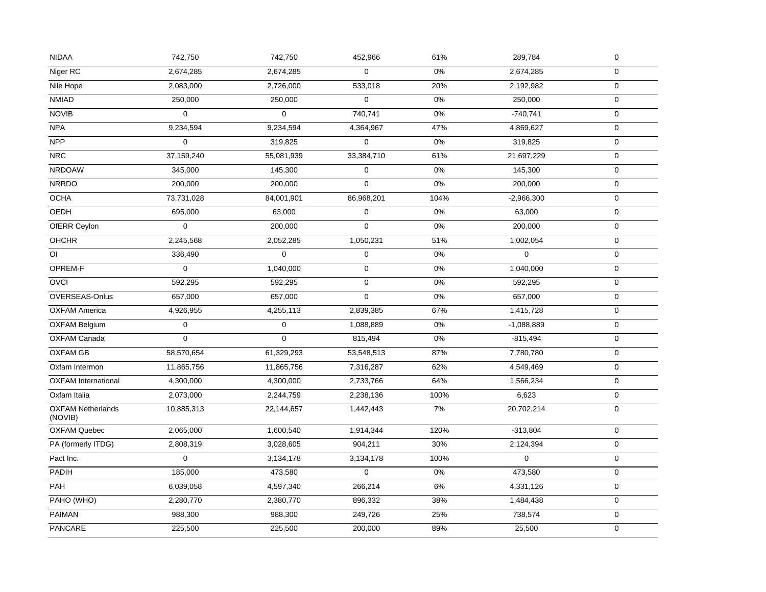| | | | | | | |
|---|---|---|---|---|---|---|
| NIDAA | 742,750 | 742,750 | 452,966 | 61% | 289,784 | 0 |
| Niger RC | 2,674,285 | 2,674,285 | 0 | 0% | 2,674,285 | 0 |
| Nile Hope | 2,083,000 | 2,726,000 | 533,018 | 20% | 2,192,982 | 0 |
| NMIAD | 250,000 | 250,000 | 0 | 0% | 250,000 | 0 |
| NOVIB | 0 | 0 | 740,741 | 0% | -740,741 | 0 |
| NPA | 9,234,594 | 9,234,594 | 4,364,967 | 47% | 4,869,627 | 0 |
| NPP | 0 | 319,825 | 0 | 0% | 319,825 | 0 |
| NRC | 37,159,240 | 55,081,939 | 33,384,710 | 61% | 21,697,229 | 0 |
| NRDOAW | 345,000 | 145,300 | 0 | 0% | 145,300 | 0 |
| NRRDO | 200,000 | 200,000 | 0 | 0% | 200,000 | 0 |
| OCHA | 73,731,028 | 84,001,901 | 86,968,201 | 104% | -2,966,300 | 0 |
| OEDH | 695,000 | 63,000 | 0 | 0% | 63,000 | 0 |
| OfERR Ceylon | 0 | 200,000 | 0 | 0% | 200,000 | 0 |
| OHCHR | 2,245,568 | 2,052,285 | 1,050,231 | 51% | 1,002,054 | 0 |
| OI | 336,490 | 0 | 0 | 0% | 0 | 0 |
| OPREM-F | 0 | 1,040,000 | 0 | 0% | 1,040,000 | 0 |
| OVCI | 592,295 | 592,295 | 0 | 0% | 592,295 | 0 |
| OVERSEAS-Onlus | 657,000 | 657,000 | 0 | 0% | 657,000 | 0 |
| OXFAM America | 4,926,955 | 4,255,113 | 2,839,385 | 67% | 1,415,728 | 0 |
| OXFAM Belgium | 0 | 0 | 1,088,889 | 0% | -1,088,889 | 0 |
| OXFAM Canada | 0 | 0 | 815,494 | 0% | -815,494 | 0 |
| OXFAM GB | 58,570,654 | 61,329,293 | 53,548,513 | 87% | 7,780,780 | 0 |
| Oxfam Intermon | 11,865,756 | 11,865,756 | 7,316,287 | 62% | 4,549,469 | 0 |
| OXFAM International | 4,300,000 | 4,300,000 | 2,733,766 | 64% | 1,566,234 | 0 |
| Oxfam Italia | 2,073,000 | 2,244,759 | 2,238,136 | 100% | 6,623 | 0 |
| OXFAM Netherlands (NOVIB) | 10,885,313 | 22,144,657 | 1,442,443 | 7% | 20,702,214 | 0 |
| OXFAM Quebec | 2,065,000 | 1,600,540 | 1,914,344 | 120% | -313,804 | 0 |
| PA (formerly ITDG) | 2,808,319 | 3,028,605 | 904,211 | 30% | 2,124,394 | 0 |
| Pact Inc. | 0 | 3,134,178 | 3,134,178 | 100% | 0 | 0 |
| PADIH | 185,000 | 473,580 | 0 | 0% | 473,580 | 0 |
| PAH | 6,039,058 | 4,597,340 | 266,214 | 6% | 4,331,126 | 0 |
| PAHO (WHO) | 2,280,770 | 2,380,770 | 896,332 | 38% | 1,484,438 | 0 |
| PAIMAN | 988,300 | 988,300 | 249,726 | 25% | 738,574 | 0 |
| PANCARE | 225,500 | 225,500 | 200,000 | 89% | 25,500 | 0 |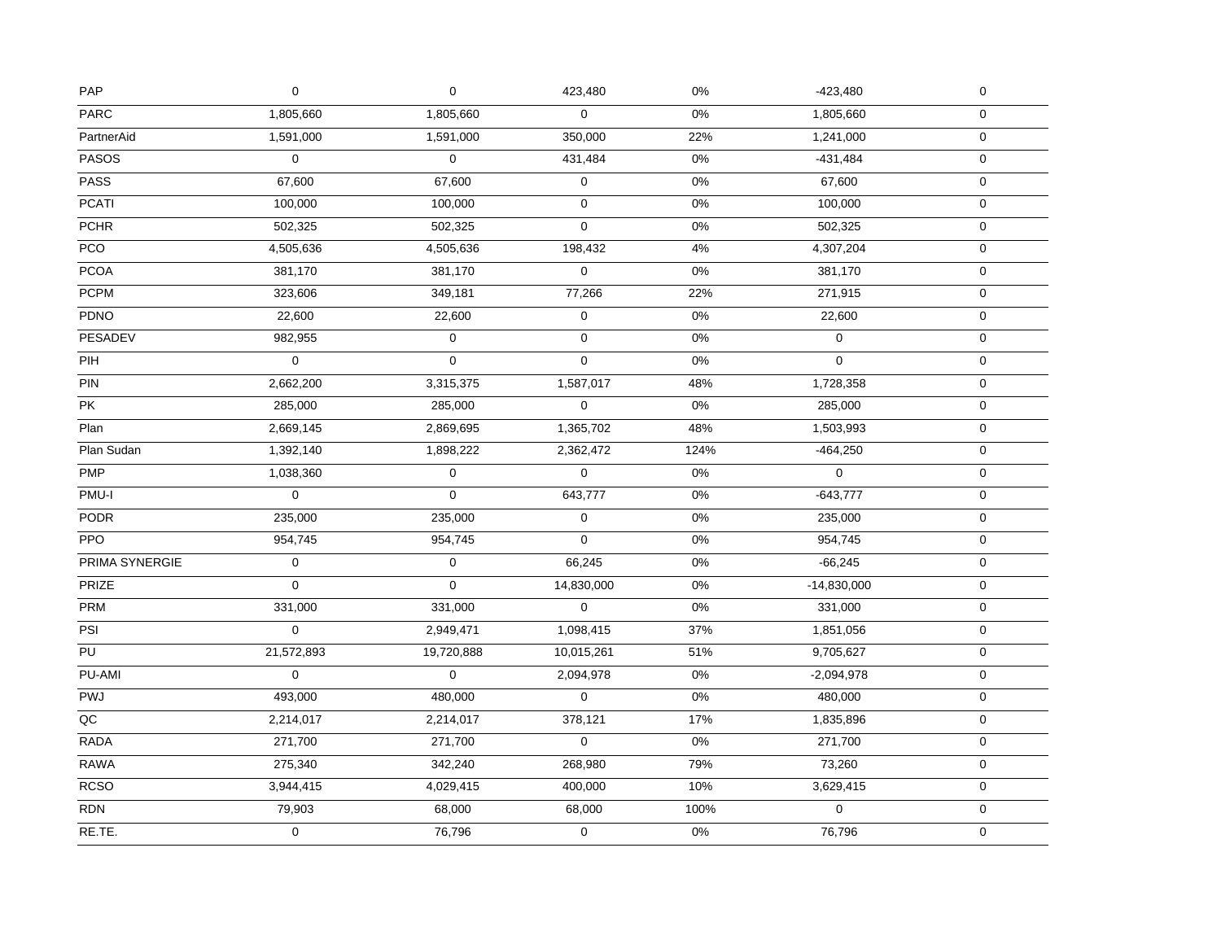| | | | | | | |
|---|---|---|---|---|---|---|
| PAP | 0 | 0 | 423,480 | 0% | -423,480 | 0 |
| PARC | 1,805,660 | 1,805,660 | 0 | 0% | 1,805,660 | 0 |
| PartnerAid | 1,591,000 | 1,591,000 | 350,000 | 22% | 1,241,000 | 0 |
| PASOS | 0 | 0 | 431,484 | 0% | -431,484 | 0 |
| PASS | 67,600 | 67,600 | 0 | 0% | 67,600 | 0 |
| PCATI | 100,000 | 100,000 | 0 | 0% | 100,000 | 0 |
| PCHR | 502,325 | 502,325 | 0 | 0% | 502,325 | 0 |
| PCO | 4,505,636 | 4,505,636 | 198,432 | 4% | 4,307,204 | 0 |
| PCOA | 381,170 | 381,170 | 0 | 0% | 381,170 | 0 |
| PCPM | 323,606 | 349,181 | 77,266 | 22% | 271,915 | 0 |
| PDNO | 22,600 | 22,600 | 0 | 0% | 22,600 | 0 |
| PESADEV | 982,955 | 0 | 0 | 0% | 0 | 0 |
| PIH | 0 | 0 | 0 | 0% | 0 | 0 |
| PIN | 2,662,200 | 3,315,375 | 1,587,017 | 48% | 1,728,358 | 0 |
| PK | 285,000 | 285,000 | 0 | 0% | 285,000 | 0 |
| Plan | 2,669,145 | 2,869,695 | 1,365,702 | 48% | 1,503,993 | 0 |
| Plan Sudan | 1,392,140 | 1,898,222 | 2,362,472 | 124% | -464,250 | 0 |
| PMP | 1,038,360 | 0 | 0 | 0% | 0 | 0 |
| PMU-I | 0 | 0 | 643,777 | 0% | -643,777 | 0 |
| PODR | 235,000 | 235,000 | 0 | 0% | 235,000 | 0 |
| PPO | 954,745 | 954,745 | 0 | 0% | 954,745 | 0 |
| PRIMA SYNERGIE | 0 | 0 | 66,245 | 0% | -66,245 | 0 |
| PRIZE | 0 | 0 | 14,830,000 | 0% | -14,830,000 | 0 |
| PRM | 331,000 | 331,000 | 0 | 0% | 331,000 | 0 |
| PSI | 0 | 2,949,471 | 1,098,415 | 37% | 1,851,056 | 0 |
| PU | 21,572,893 | 19,720,888 | 10,015,261 | 51% | 9,705,627 | 0 |
| PU-AMI | 0 | 0 | 2,094,978 | 0% | -2,094,978 | 0 |
| PWJ | 493,000 | 480,000 | 0 | 0% | 480,000 | 0 |
| QC | 2,214,017 | 2,214,017 | 378,121 | 17% | 1,835,896 | 0 |
| RADA | 271,700 | 271,700 | 0 | 0% | 271,700 | 0 |
| RAWA | 275,340 | 342,240 | 268,980 | 79% | 73,260 | 0 |
| RCSO | 3,944,415 | 4,029,415 | 400,000 | 10% | 3,629,415 | 0 |
| RDN | 79,903 | 68,000 | 68,000 | 100% | 0 | 0 |
| RE.TE. | 0 | 76,796 | 0 | 0% | 76,796 | 0 |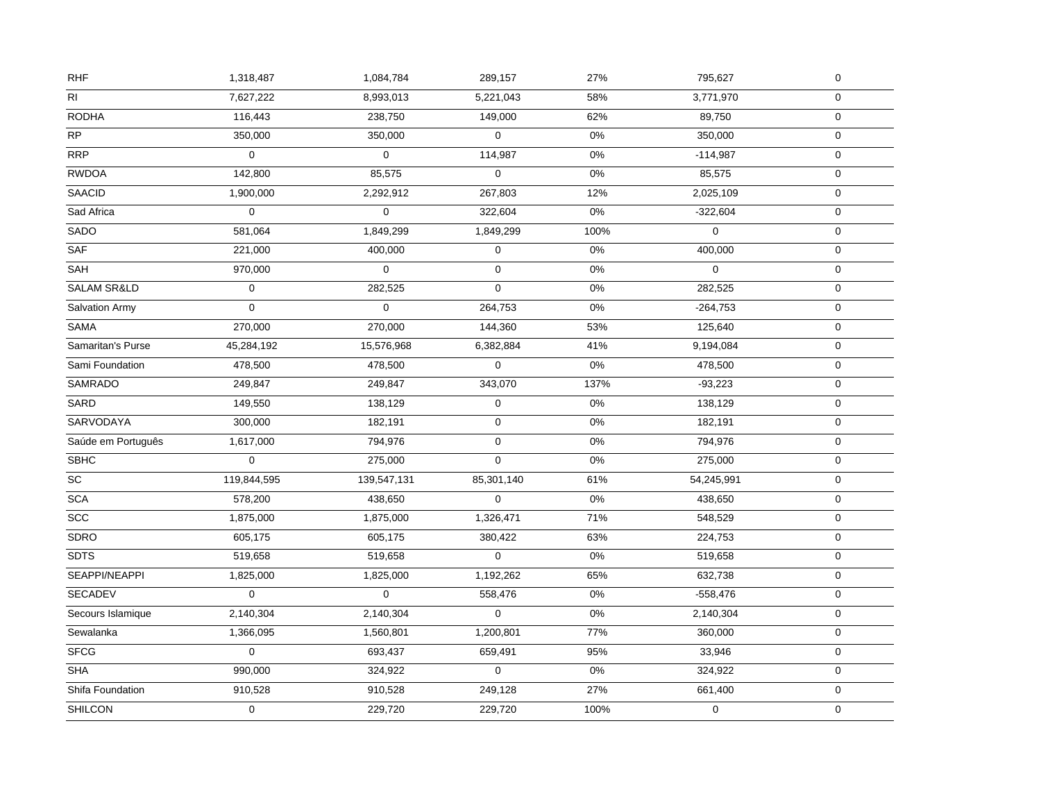| | | | | | | |
|---|---|---|---|---|---|---|
| RHF | 1,318,487 | 1,084,784 | 289,157 | 27% | 795,627 | 0 |
| RI | 7,627,222 | 8,993,013 | 5,221,043 | 58% | 3,771,970 | 0 |
| RODHA | 116,443 | 238,750 | 149,000 | 62% | 89,750 | 0 |
| RP | 350,000 | 350,000 | 0 | 0% | 350,000 | 0 |
| RRP | 0 | 0 | 114,987 | 0% | -114,987 | 0 |
| RWDOA | 142,800 | 85,575 | 0 | 0% | 85,575 | 0 |
| SAACID | 1,900,000 | 2,292,912 | 267,803 | 12% | 2,025,109 | 0 |
| Sad Africa | 0 | 0 | 322,604 | 0% | -322,604 | 0 |
| SADO | 581,064 | 1,849,299 | 1,849,299 | 100% | 0 | 0 |
| SAF | 221,000 | 400,000 | 0 | 0% | 400,000 | 0 |
| SAH | 970,000 | 0 | 0 | 0% | 0 | 0 |
| SALAM SR&LD | 0 | 282,525 | 0 | 0% | 282,525 | 0 |
| Salvation Army | 0 | 0 | 264,753 | 0% | -264,753 | 0 |
| SAMA | 270,000 | 270,000 | 144,360 | 53% | 125,640 | 0 |
| Samaritan's Purse | 45,284,192 | 15,576,968 | 6,382,884 | 41% | 9,194,084 | 0 |
| Sami Foundation | 478,500 | 478,500 | 0 | 0% | 478,500 | 0 |
| SAMRADO | 249,847 | 249,847 | 343,070 | 137% | -93,223 | 0 |
| SARD | 149,550 | 138,129 | 0 | 0% | 138,129 | 0 |
| SARVODAYA | 300,000 | 182,191 | 0 | 0% | 182,191 | 0 |
| Saúde em Português | 1,617,000 | 794,976 | 0 | 0% | 794,976 | 0 |
| SBHC | 0 | 275,000 | 0 | 0% | 275,000 | 0 |
| SC | 119,844,595 | 139,547,131 | 85,301,140 | 61% | 54,245,991 | 0 |
| SCA | 578,200 | 438,650 | 0 | 0% | 438,650 | 0 |
| SCC | 1,875,000 | 1,875,000 | 1,326,471 | 71% | 548,529 | 0 |
| SDRO | 605,175 | 605,175 | 380,422 | 63% | 224,753 | 0 |
| SDTS | 519,658 | 519,658 | 0 | 0% | 519,658 | 0 |
| SEAPPI/NEAPPI | 1,825,000 | 1,825,000 | 1,192,262 | 65% | 632,738 | 0 |
| SECADEV | 0 | 0 | 558,476 | 0% | -558,476 | 0 |
| Secours Islamique | 2,140,304 | 2,140,304 | 0 | 0% | 2,140,304 | 0 |
| Sewalanka | 1,366,095 | 1,560,801 | 1,200,801 | 77% | 360,000 | 0 |
| SFCG | 0 | 693,437 | 659,491 | 95% | 33,946 | 0 |
| SHA | 990,000 | 324,922 | 0 | 0% | 324,922 | 0 |
| Shifa Foundation | 910,528 | 910,528 | 249,128 | 27% | 661,400 | 0 |
| SHILCON | 0 | 229,720 | 229,720 | 100% | 0 | 0 |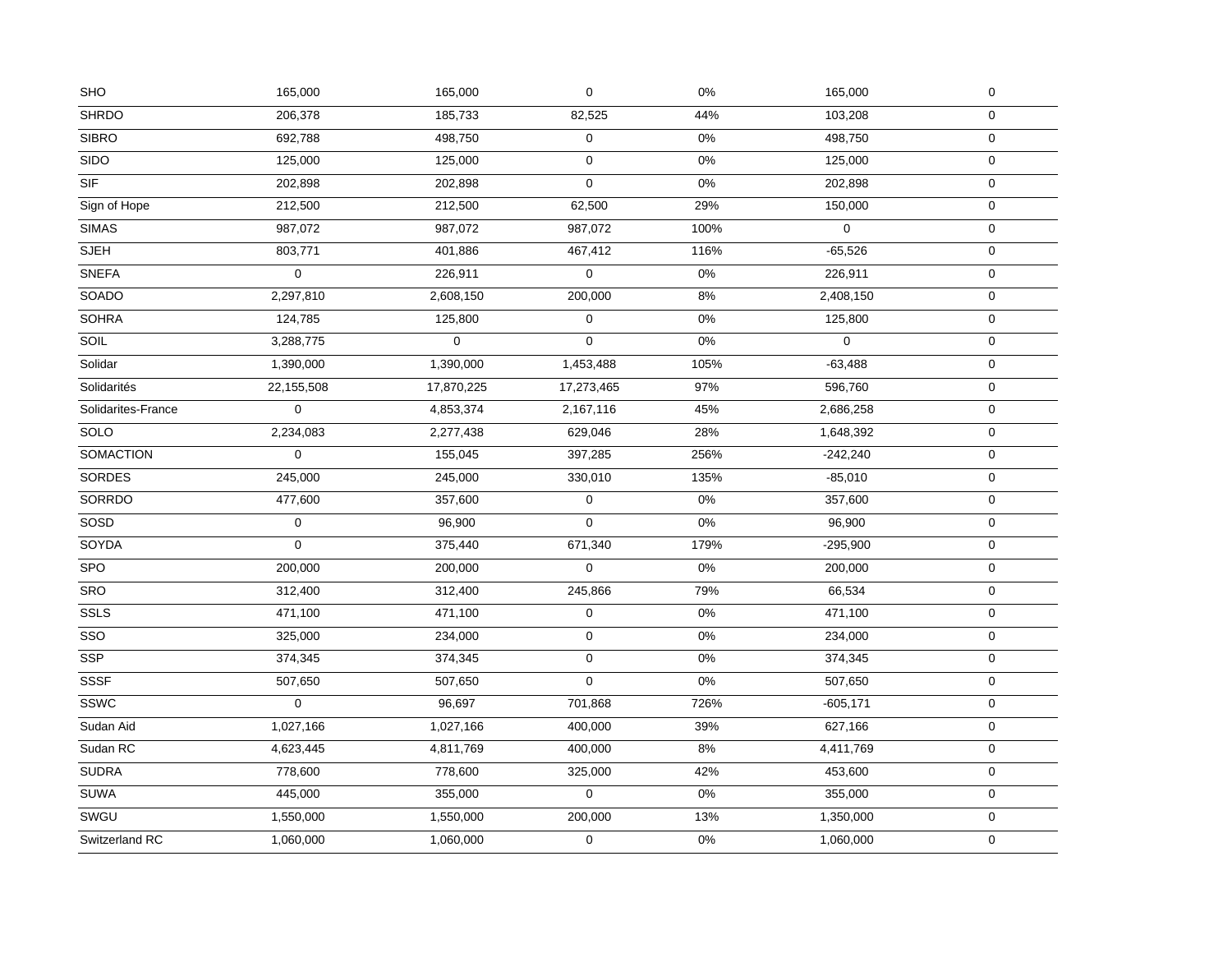| | | | | | | |
|---|---|---|---|---|---|---|
| SHO | 165,000 | 165,000 | 0 | 0% | 165,000 | 0 |
| SHRDO | 206,378 | 185,733 | 82,525 | 44% | 103,208 | 0 |
| SIBRO | 692,788 | 498,750 | 0 | 0% | 498,750 | 0 |
| SIDO | 125,000 | 125,000 | 0 | 0% | 125,000 | 0 |
| SIF | 202,898 | 202,898 | 0 | 0% | 202,898 | 0 |
| Sign of Hope | 212,500 | 212,500 | 62,500 | 29% | 150,000 | 0 |
| SIMAS | 987,072 | 987,072 | 987,072 | 100% | 0 | 0 |
| SJEH | 803,771 | 401,886 | 467,412 | 116% | -65,526 | 0 |
| SNEFA | 0 | 226,911 | 0 | 0% | 226,911 | 0 |
| SOADO | 2,297,810 | 2,608,150 | 200,000 | 8% | 2,408,150 | 0 |
| SOHRA | 124,785 | 125,800 | 0 | 0% | 125,800 | 0 |
| SOIL | 3,288,775 | 0 | 0 | 0% | 0 | 0 |
| Solidar | 1,390,000 | 1,390,000 | 1,453,488 | 105% | -63,488 | 0 |
| Solidarités | 22,155,508 | 17,870,225 | 17,273,465 | 97% | 596,760 | 0 |
| Solidarites-France | 0 | 4,853,374 | 2,167,116 | 45% | 2,686,258 | 0 |
| SOLO | 2,234,083 | 2,277,438 | 629,046 | 28% | 1,648,392 | 0 |
| SOMACTION | 0 | 155,045 | 397,285 | 256% | -242,240 | 0 |
| SORDES | 245,000 | 245,000 | 330,010 | 135% | -85,010 | 0 |
| SORRDO | 477,600 | 357,600 | 0 | 0% | 357,600 | 0 |
| SOSD | 0 | 96,900 | 0 | 0% | 96,900 | 0 |
| SOYDA | 0 | 375,440 | 671,340 | 179% | -295,900 | 0 |
| SPO | 200,000 | 200,000 | 0 | 0% | 200,000 | 0 |
| SRO | 312,400 | 312,400 | 245,866 | 79% | 66,534 | 0 |
| SSLS | 471,100 | 471,100 | 0 | 0% | 471,100 | 0 |
| SSO | 325,000 | 234,000 | 0 | 0% | 234,000 | 0 |
| SSP | 374,345 | 374,345 | 0 | 0% | 374,345 | 0 |
| SSSF | 507,650 | 507,650 | 0 | 0% | 507,650 | 0 |
| SSWC | 0 | 96,697 | 701,868 | 726% | -605,171 | 0 |
| Sudan Aid | 1,027,166 | 1,027,166 | 400,000 | 39% | 627,166 | 0 |
| Sudan RC | 4,623,445 | 4,811,769 | 400,000 | 8% | 4,411,769 | 0 |
| SUDRA | 778,600 | 778,600 | 325,000 | 42% | 453,600 | 0 |
| SUWA | 445,000 | 355,000 | 0 | 0% | 355,000 | 0 |
| SWGU | 1,550,000 | 1,550,000 | 200,000 | 13% | 1,350,000 | 0 |
| Switzerland RC | 1,060,000 | 1,060,000 | 0 | 0% | 1,060,000 | 0 |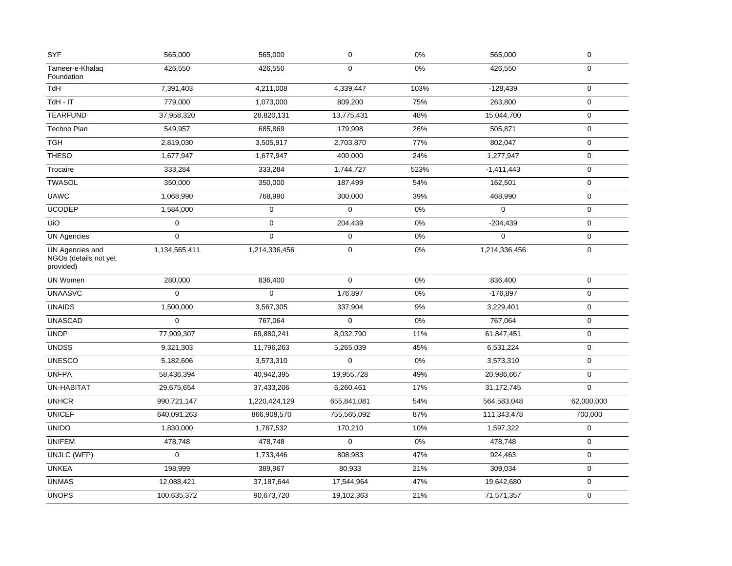| | | | | | | |
|---|---|---|---|---|---|---|
| SYF | 565,000 | 565,000 | 0 | 0% | 565,000 | 0 |
| Tameer-e-Khalaq Foundation | 426,550 | 426,550 | 0 | 0% | 426,550 | 0 |
| TdH | 7,391,403 | 4,211,008 | 4,339,447 | 103% | -128,439 | 0 |
| TdH - IT | 779,000 | 1,073,000 | 809,200 | 75% | 263,800 | 0 |
| TEARFUND | 37,958,320 | 28,820,131 | 13,775,431 | 48% | 15,044,700 | 0 |
| Techno Plan | 549,957 | 685,869 | 179,998 | 26% | 505,871 | 0 |
| TGH | 2,819,030 | 3,505,917 | 2,703,870 | 77% | 802,047 | 0 |
| THESO | 1,677,947 | 1,677,947 | 400,000 | 24% | 1,277,947 | 0 |
| Trocaire | 333,284 | 333,284 | 1,744,727 | 523% | -1,411,443 | 0 |
| TWASOL | 350,000 | 350,000 | 187,499 | 54% | 162,501 | 0 |
| UAWC | 1,068,990 | 768,990 | 300,000 | 39% | 468,990 | 0 |
| UCODEP | 1,584,000 | 0 | 0 | 0% | 0 | 0 |
| UiO | 0 | 0 | 204,439 | 0% | -204,439 | 0 |
| UN Agencies | 0 | 0 | 0 | 0% | 0 | 0 |
| UN Agencies and NGOs (details not yet provided) | 1,134,565,411 | 1,214,336,456 | 0 | 0% | 1,214,336,456 | 0 |
| UN Women | 280,000 | 836,400 | 0 | 0% | 836,400 | 0 |
| UNAASVC | 0 | 0 | 176,897 | 0% | -176,897 | 0 |
| UNAIDS | 1,500,000 | 3,567,305 | 337,904 | 9% | 3,229,401 | 0 |
| UNASCAD | 0 | 767,064 | 0 | 0% | 767,064 | 0 |
| UNDP | 77,909,307 | 69,880,241 | 8,032,790 | 11% | 61,847,451 | 0 |
| UNDSS | 9,321,303 | 11,796,263 | 5,265,039 | 45% | 6,531,224 | 0 |
| UNESCO | 5,182,606 | 3,573,310 | 0 | 0% | 3,573,310 | 0 |
| UNFPA | 58,436,394 | 40,942,395 | 19,955,728 | 49% | 20,986,667 | 0 |
| UN-HABITAT | 29,675,654 | 37,433,206 | 6,260,461 | 17% | 31,172,745 | 0 |
| UNHCR | 990,721,147 | 1,220,424,129 | 655,841,081 | 54% | 564,583,048 | 62,000,000 |
| UNICEF | 640,091,263 | 866,908,570 | 755,565,092 | 87% | 111,343,478 | 700,000 |
| UNIDO | 1,830,000 | 1,767,532 | 170,210 | 10% | 1,597,322 | 0 |
| UNIFEM | 478,748 | 478,748 | 0 | 0% | 478,748 | 0 |
| UNJLC (WFP) | 0 | 1,733,446 | 808,983 | 47% | 924,463 | 0 |
| UNKEA | 198,999 | 389,967 | 80,933 | 21% | 309,034 | 0 |
| UNMAS | 12,088,421 | 37,187,644 | 17,544,964 | 47% | 19,642,680 | 0 |
| UNOPS | 100,635,372 | 90,673,720 | 19,102,363 | 21% | 71,571,357 | 0 |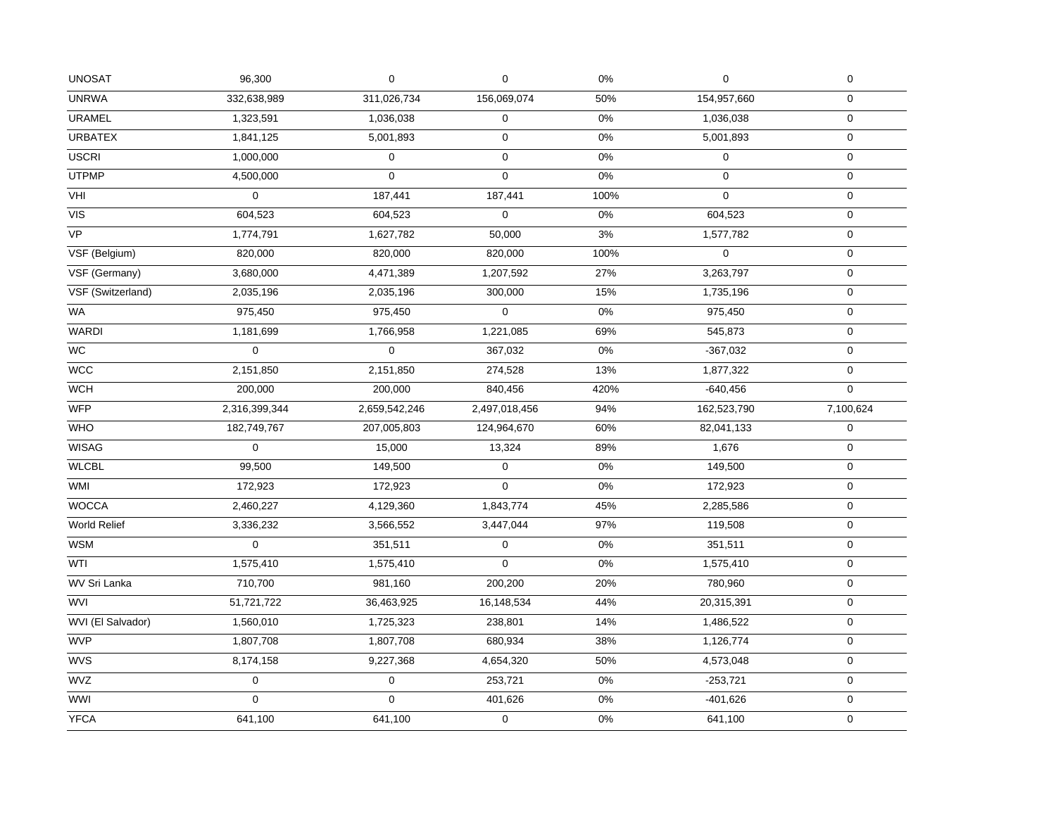| | | | | | | |
|---|---|---|---|---|---|---|
| UNOSAT | 96,300 | 0 | 0 | 0% | 0 | 0 |
| UNRWA | 332,638,989 | 311,026,734 | 156,069,074 | 50% | 154,957,660 | 0 |
| URAMEL | 1,323,591 | 1,036,038 | 0 | 0% | 1,036,038 | 0 |
| URBATEX | 1,841,125 | 5,001,893 | 0 | 0% | 5,001,893 | 0 |
| USCRI | 1,000,000 | 0 | 0 | 0% | 0 | 0 |
| UTPMP | 4,500,000 | 0 | 0 | 0% | 0 | 0 |
| VHI | 0 | 187,441 | 187,441 | 100% | 0 | 0 |
| VIS | 604,523 | 604,523 | 0 | 0% | 604,523 | 0 |
| VP | 1,774,791 | 1,627,782 | 50,000 | 3% | 1,577,782 | 0 |
| VSF (Belgium) | 820,000 | 820,000 | 820,000 | 100% | 0 | 0 |
| VSF (Germany) | 3,680,000 | 4,471,389 | 1,207,592 | 27% | 3,263,797 | 0 |
| VSF (Switzerland) | 2,035,196 | 2,035,196 | 300,000 | 15% | 1,735,196 | 0 |
| WA | 975,450 | 975,450 | 0 | 0% | 975,450 | 0 |
| WARDI | 1,181,699 | 1,766,958 | 1,221,085 | 69% | 545,873 | 0 |
| WC | 0 | 0 | 367,032 | 0% | -367,032 | 0 |
| WCC | 2,151,850 | 2,151,850 | 274,528 | 13% | 1,877,322 | 0 |
| WCH | 200,000 | 200,000 | 840,456 | 420% | -640,456 | 0 |
| WFP | 2,316,399,344 | 2,659,542,246 | 2,497,018,456 | 94% | 162,523,790 | 7,100,624 |
| WHO | 182,749,767 | 207,005,803 | 124,964,670 | 60% | 82,041,133 | 0 |
| WISAG | 0 | 15,000 | 13,324 | 89% | 1,676 | 0 |
| WLCBL | 99,500 | 149,500 | 0 | 0% | 149,500 | 0 |
| WMI | 172,923 | 172,923 | 0 | 0% | 172,923 | 0 |
| WOCCA | 2,460,227 | 4,129,360 | 1,843,774 | 45% | 2,285,586 | 0 |
| World Relief | 3,336,232 | 3,566,552 | 3,447,044 | 97% | 119,508 | 0 |
| WSM | 0 | 351,511 | 0 | 0% | 351,511 | 0 |
| WTI | 1,575,410 | 1,575,410 | 0 | 0% | 1,575,410 | 0 |
| WV Sri Lanka | 710,700 | 981,160 | 200,200 | 20% | 780,960 | 0 |
| WVI | 51,721,722 | 36,463,925 | 16,148,534 | 44% | 20,315,391 | 0 |
| WVI (El Salvador) | 1,560,010 | 1,725,323 | 238,801 | 14% | 1,486,522 | 0 |
| WVP | 1,807,708 | 1,807,708 | 680,934 | 38% | 1,126,774 | 0 |
| WVS | 8,174,158 | 9,227,368 | 4,654,320 | 50% | 4,573,048 | 0 |
| WVZ | 0 | 0 | 253,721 | 0% | -253,721 | 0 |
| WWI | 0 | 0 | 401,626 | 0% | -401,626 | 0 |
| YFCA | 641,100 | 641,100 | 0 | 0% | 641,100 | 0 |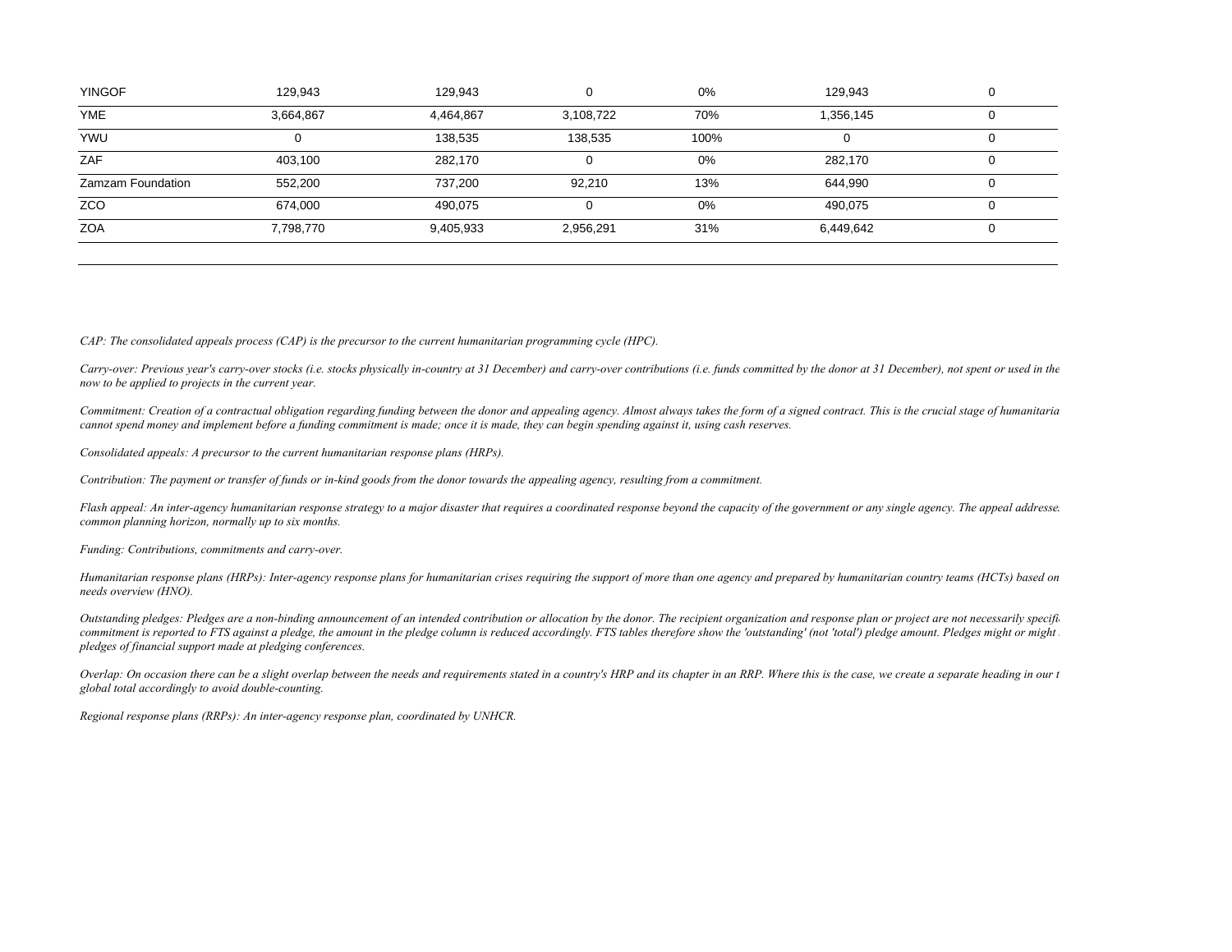| | | | | | | |
|---|---|---|---|---|---|---|
| YINGOF | 129,943 | 129,943 | 0 | 0% | 129,943 | 0 |
| YME | 3,664,867 | 4,464,867 | 3,108,722 | 70% | 1,356,145 | 0 |
| YWU | 0 | 138,535 | 138,535 | 100% | 0 | 0 |
| ZAF | 403,100 | 282,170 | 0 | 0% | 282,170 | 0 |
| Zamzam Foundation | 552,200 | 737,200 | 92,210 | 13% | 644,990 | 0 |
| ZCO | 674,000 | 490,075 | 0 | 0% | 490,075 | 0 |
| ZOA | 7,798,770 | 9,405,933 | 2,956,291 | 31% | 6,449,642 | 0 |

*CAP: The consolidated appeals process (CAP) is the precursor to the current humanitarian programming cycle (HPC).*

*Carry-over: Previous year's carry-over stocks (i.e. stocks physically in-country at 31 December) and carry-over contributions (i.e. funds committed by the donor at 31 December), not spent or used in the now to be applied to projects in the current year.*

*Commitment: Creation of a contractual obligation regarding funding between the donor and appealing agency. Almost always takes the form of a signed contract. This is the crucial stage of humanitaria cannot spend money and implement before a funding commitment is made; once it is made, they can begin spending against it, using cash reserves.*

*Consolidated appeals: A precursor to the current humanitarian response plans (HRPs).*

*Contribution: The payment or transfer of funds or in-kind goods from the donor towards the appealing agency, resulting from a commitment.*

*Flash appeal: An inter-agency humanitarian response strategy to a major disaster that requires a coordinated response beyond the capacity of the government or any single agency. The appeal addresse common planning horizon, normally up to six months.*

*Funding: Contributions, commitments and carry-over.*

*Humanitarian response plans (HRPs): Inter-agency response plans for humanitarian crises requiring the support of more than one agency and prepared by humanitarian country teams (HCTs) based on needs overview (HNO).*

*Outstanding pledges: Pledges are a non-binding announcement of an intended contribution or allocation by the donor. The recipient organization and response plan or project are not necessarily specifi commitment is reported to FTS against a pledge, the amount in the pledge column is reduced accordingly. FTS tables therefore show the 'outstanding' (not 'total') pledge amount. Pledges might or might pledges of financial support made at pledging conferences.*

*Overlap: On occasion there can be a slight overlap between the needs and requirements stated in a country's HRP and its chapter in an RRP. Where this is the case, we create a separate heading in our t global total accordingly to avoid double-counting.*

*Regional response plans (RRPs): An inter-agency response plan, coordinated by UNHCR.*